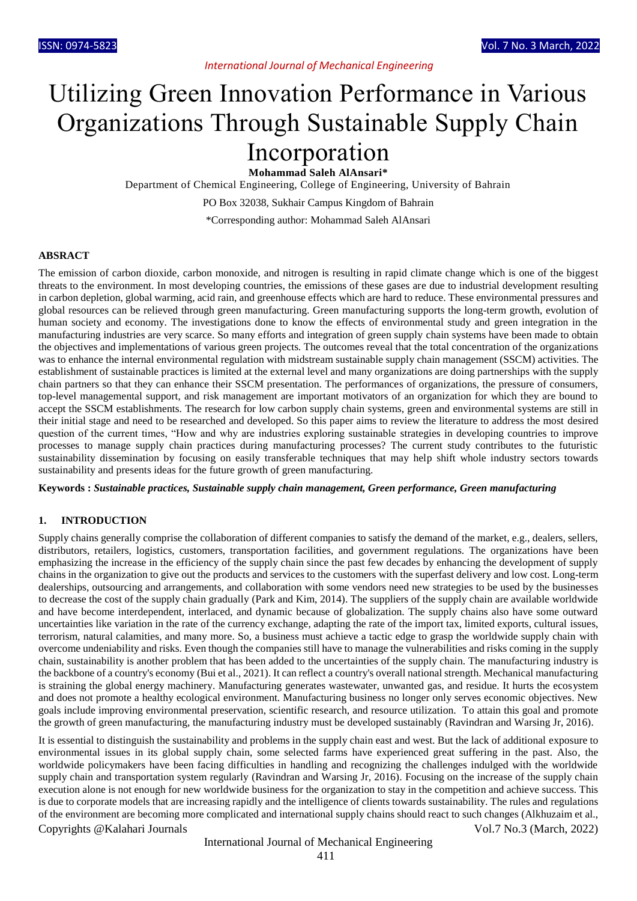# Utilizing Green Innovation Performance in Various Organizations Through Sustainable Supply Chain Incorporation

**Mohammad Saleh AlAnsari***

Department of Chemical Engineering, College of Engineering, University of Bahrain

PO Box 32038, Sukhair Campus Kingdom of Bahrain

*Corresponding author: Mohammad Saleh AlAnsari

## ABSRACT

The emission of carbon dioxide, carbon monoxide, and nitrogen is resulting in rapid climate change which is one of the biggest threats to the environment. In most developing countries, the emissions of these gases are due to industrial development resulting in carbon depletion, global warming, acid rain, and greenhouse effects which are hard to reduce. These environmental pressures and global resources can be relieved through green manufacturing. Green manufacturing supports the long-term growth, evolution of human society and economy. The investigations done to know the effects of environmental study and green integration in the manufacturing industries are very scarce. So many efforts and integration of green supply chain systems have been made to obtain the objectives and implementations of various green projects. The outcomes reveal that the total concentration of the organizations was to enhance the internal environmental regulation with midstream sustainable supply chain management (SSCM) activities. The establishment of sustainable practices is limited at the external level and many organizations are doing partnerships with the supply chain partners so that they can enhance their SSCM presentation. The performances of organizations, the pressure of consumers, top-level managemental support, and risk management are important motivators of an organization for which they are bound to accept the SSCM establishments. The research for low carbon supply chain systems, green and environmental systems are still in their initial stage and need to be researched and developed. So this paper aims to review the literature to address the most desired question of the current times, "How and why are industries exploring sustainable strategies in developing countries to improve processes to manage supply chain practices during manufacturing processes? The current study contributes to the futuristic sustainability dissemination by focusing on easily transferable techniques that may help shift whole industry sectors towards sustainability and presents ideas for the future growth of green manufacturing.

**Keywords :** ***Sustainable practices, Sustainable supply chain management, Green performance, Green manufacturing***

## 1. INTRODUCTION

Supply chains generally comprise the collaboration of different companies to satisfy the demand of the market, e.g., dealers, sellers, distributors, retailers, logistics, customers, transportation facilities, and government regulations. The organizations have been emphasizing the increase in the efficiency of the supply chain since the past few decades by enhancing the development of supply chains in the organization to give out the products and services to the customers with the superfast delivery and low cost. Long-term dealerships, outsourcing and arrangements, and collaboration with some vendors need new strategies to be used by the businesses to decrease the cost of the supply chain gradually (Park and Kim, 2014). The suppliers of the supply chain are available worldwide and have become interdependent, interlaced, and dynamic because of globalization. The supply chains also have some outward uncertainties like variation in the rate of the currency exchange, adapting the rate of the import tax, limited exports, cultural issues, terrorism, natural calamities, and many more. So, a business must achieve a tactic edge to grasp the worldwide supply chain with overcome undeniability and risks. Even though the companies still have to manage the vulnerabilities and risks coming in the supply chain, sustainability is another problem that has been added to the uncertainties of the supply chain. The manufacturing industry is the backbone of a country's economy (Bui et al., 2021). It can reflect a country's overall national strength. Mechanical manufacturing is straining the global energy machinery. Manufacturing generates wastewater, unwanted gas, and residue. It hurts the ecosystem and does not promote a healthy ecological environment. Manufacturing business no longer only serves economic objectives. New goals include improving environmental preservation, scientific research, and resource utilization. To attain this goal and promote the growth of green manufacturing, the manufacturing industry must be developed sustainably (Ravindran and Warsing Jr, 2016).

It is essential to distinguish the sustainability and problems in the supply chain east and west. But the lack of additional exposure to environmental issues in its global supply chain, some selected farms have experienced great suffering in the past. Also, the worldwide policymakers have been facing difficulties in handling and recognizing the challenges indulged with the worldwide supply chain and transportation system regularly (Ravindran and Warsing Jr, 2016). Focusing on the increase of the supply chain execution alone is not enough for new worldwide business for the organization to stay in the competition and achieve success. This is due to corporate models that are increasing rapidly and the intelligence of clients towards sustainability. The rules and regulations of the environment are becoming more complicated and international supply chains should react to such changes (Alkhuzaim et al.,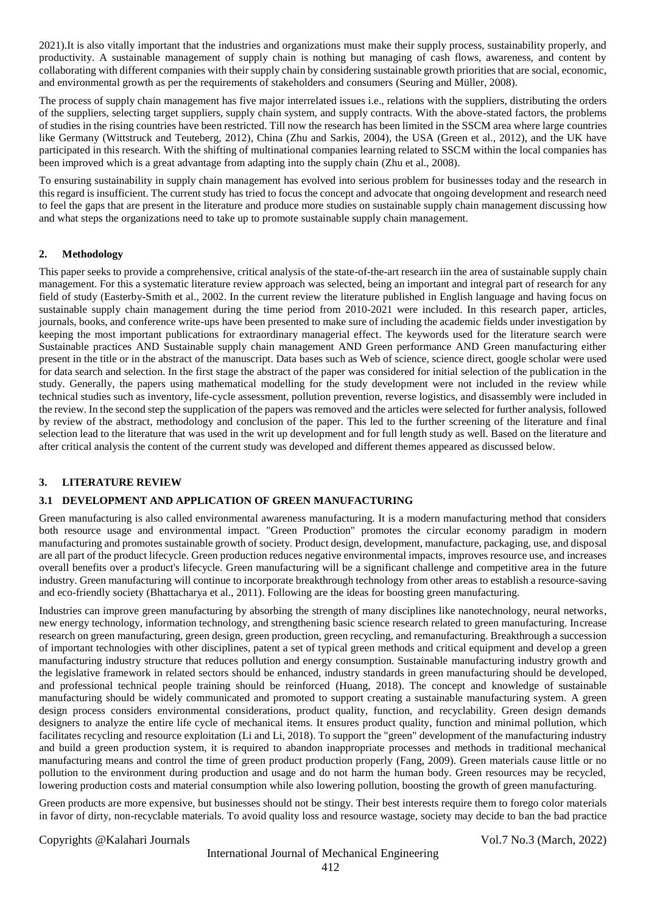2021).It is also vitally important that the industries and organizations must make their supply process, sustainability properly, and productivity. A sustainable management of supply chain is nothing but managing of cash flows, awareness, and content by collaborating with different companies with their supply chain by considering sustainable growth priorities that are social, economic, and environmental growth as per the requirements of stakeholders and consumers (Seuring and Müller, 2008).

The process of supply chain management has five major interrelated issues i.e., relations with the suppliers, distributing the orders of the suppliers, selecting target suppliers, supply chain system, and supply contracts. With the above-stated factors, the problems of studies in the rising countries have been restricted. Till now the research has been limited in the SSCM area where large countries like Germany (Wittstruck and Teuteberg, 2012), China (Zhu and Sarkis, 2004), the USA (Green et al., 2012), and the UK have participated in this research. With the shifting of multinational companies learning related to SSCM within the local companies has been improved which is a great advantage from adapting into the supply chain (Zhu et al., 2008).

To ensuring sustainability in supply chain management has evolved into serious problem for businesses today and the research in this regard is insufficient. The current study has tried to focus the concept and advocate that ongoing development and research need to feel the gaps that are present in the literature and produce more studies on sustainable supply chain management discussing how and what steps the organizations need to take up to promote sustainable supply chain management.

## 2. Methodology

This paper seeks to provide a comprehensive, critical analysis of the state-of-the-art research iin the area of sustainable supply chain management. For this a systematic literature review approach was selected, being an important and integral part of research for any field of study (Easterby-Smith et al., 2002. In the current review the literature published in English language and having focus on sustainable supply chain management during the time period from 2010-2021 were included. In this research paper, articles, journals, books, and conference write-ups have been presented to make sure of including the academic fields under investigation by keeping the most important publications for extraordinary managerial effect. The keywords used for the literature search were Sustainable practices AND Sustainable supply chain management AND Green performance AND Green manufacturing either present in the title or in the abstract of the manuscript. Data bases such as Web of science, science direct, google scholar were used for data search and selection. In the first stage the abstract of the paper was considered for initial selection of the publication in the study. Generally, the papers using mathematical modelling for the study development were not included in the review while technical studies such as inventory, life-cycle assessment, pollution prevention, reverse logistics, and disassembly were included in the review. In the second step the supplication of the papers was removed and the articles were selected for further analysis, followed by review of the abstract, methodology and conclusion of the paper. This led to the further screening of the literature and final selection lead to the literature that was used in the writ up development and for full length study as well. Based on the literature and after critical analysis the content of the current study was developed and different themes appeared as discussed below.

## 3. LITERATURE REVIEW

### 3.1 DEVELOPMENT AND APPLICATION OF GREEN MANUFACTURING

Green manufacturing is also called environmental awareness manufacturing. It is a modern manufacturing method that considers both resource usage and environmental impact. "Green Production" promotes the circular economy paradigm in modern manufacturing and promotes sustainable growth of society. Product design, development, manufacture, packaging, use, and disposal are all part of the product lifecycle. Green production reduces negative environmental impacts, improves resource use, and increases overall benefits over a product's lifecycle. Green manufacturing will be a significant challenge and competitive area in the future industry. Green manufacturing will continue to incorporate breakthrough technology from other areas to establish a resource-saving and eco-friendly society (Bhattacharya et al., 2011). Following are the ideas for boosting green manufacturing.

Industries can improve green manufacturing by absorbing the strength of many disciplines like nanotechnology, neural networks, new energy technology, information technology, and strengthening basic science research related to green manufacturing. Increase research on green manufacturing, green design, green production, green recycling, and remanufacturing. Breakthrough a succession of important technologies with other disciplines, patent a set of typical green methods and critical equipment and develop a green manufacturing industry structure that reduces pollution and energy consumption. Sustainable manufacturing industry growth and the legislative framework in related sectors should be enhanced, industry standards in green manufacturing should be developed, and professional technical people training should be reinforced (Huang, 2018). The concept and knowledge of sustainable manufacturing should be widely communicated and promoted to support creating a sustainable manufacturing system. A green design process considers environmental considerations, product quality, function, and recyclability. Green design demands designers to analyze the entire life cycle of mechanical items. It ensures product quality, function and minimal pollution, which facilitates recycling and resource exploitation (Li and Li, 2018). To support the "green" development of the manufacturing industry and build a green production system, it is required to abandon inappropriate processes and methods in traditional mechanical manufacturing means and control the time of green product production properly (Fang, 2009). Green materials cause little or no pollution to the environment during production and usage and do not harm the human body. Green resources may be recycled, lowering production costs and material consumption while also lowering pollution, boosting the growth of green manufacturing.

Green products are more expensive, but businesses should not be stingy. Their best interests require them to forego color materials in favor of dirty, non-recyclable materials. To avoid quality loss and resource wastage, society may decide to ban the bad practice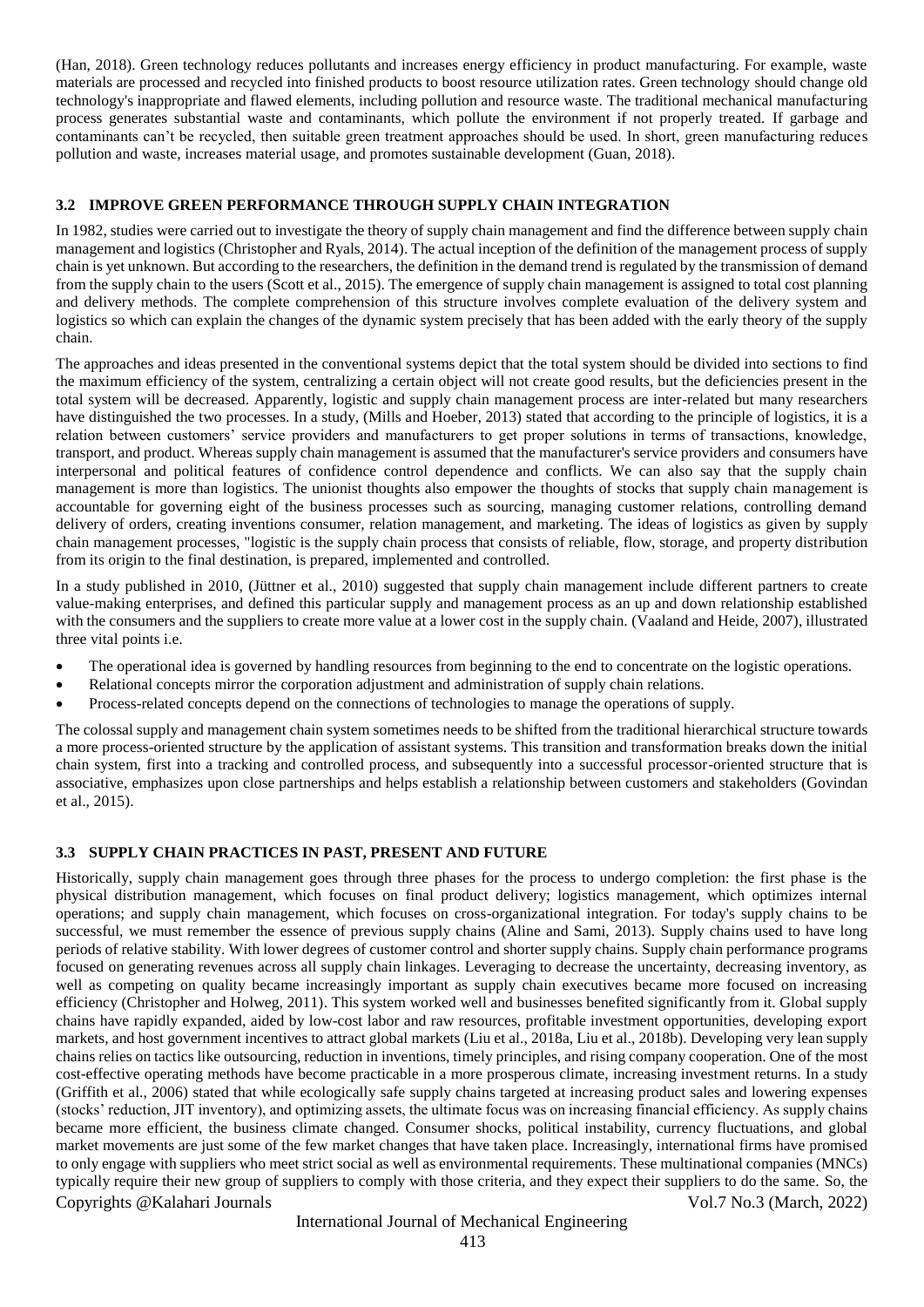(Han, 2018). Green technology reduces pollutants and increases energy efficiency in product manufacturing. For example, waste materials are processed and recycled into finished products to boost resource utilization rates. Green technology should change old technology's inappropriate and flawed elements, including pollution and resource waste. The traditional mechanical manufacturing process generates substantial waste and contaminants, which pollute the environment if not properly treated. If garbage and contaminants can't be recycled, then suitable green treatment approaches should be used. In short, green manufacturing reduces pollution and waste, increases material usage, and promotes sustainable development (Guan, 2018).

### 3.2 IMPROVE GREEN PERFORMANCE THROUGH SUPPLY CHAIN INTEGRATION

In 1982, studies were carried out to investigate the theory of supply chain management and find the difference between supply chain management and logistics (Christopher and Ryals, 2014). The actual inception of the definition of the management process of supply chain is yet unknown. But according to the researchers, the definition in the demand trend is regulated by the transmission of demand from the supply chain to the users (Scott et al., 2015). The emergence of supply chain management is assigned to total cost planning and delivery methods. The complete comprehension of this structure involves complete evaluation of the delivery system and logistics so which can explain the changes of the dynamic system precisely that has been added with the early theory of the supply chain.

The approaches and ideas presented in the conventional systems depict that the total system should be divided into sections to find the maximum efficiency of the system, centralizing a certain object will not create good results, but the deficiencies present in the total system will be decreased. Apparently, logistic and supply chain management process are inter-related but many researchers have distinguished the two processes. In a study, (Mills and Hoeber, 2013) stated that according to the principle of logistics, it is a relation between customers' service providers and manufacturers to get proper solutions in terms of transactions, knowledge, transport, and product. Whereas supply chain management is assumed that the manufacturer's service providers and consumers have interpersonal and political features of confidence control dependence and conflicts. We can also say that the supply chain management is more than logistics. The unionist thoughts also empower the thoughts of stocks that supply chain management is accountable for governing eight of the business processes such as sourcing, managing customer relations, controlling demand delivery of orders, creating inventions consumer, relation management, and marketing. The ideas of logistics as given by supply chain management processes, "logistic is the supply chain process that consists of reliable, flow, storage, and property distribution from its origin to the final destination, is prepared, implemented and controlled.

In a study published in 2010, (Jüttner et al., 2010) suggested that supply chain management include different partners to create value-making enterprises, and defined this particular supply and management process as an up and down relationship established with the consumers and the suppliers to create more value at a lower cost in the supply chain. (Vaaland and Heide, 2007), illustrated three vital points i.e.

- The operational idea is governed by handling resources from beginning to the end to concentrate on the logistic operations.
- Relational concepts mirror the corporation adjustment and administration of supply chain relations.
- Process-related concepts depend on the connections of technologies to manage the operations of supply.

The colossal supply and management chain system sometimes needs to be shifted from the traditional hierarchical structure towards a more process-oriented structure by the application of assistant systems. This transition and transformation breaks down the initial chain system, first into a tracking and controlled process, and subsequently into a successful processor-oriented structure that is associative, emphasizes upon close partnerships and helps establish a relationship between customers and stakeholders (Govindan et al., 2015).

### 3.3 SUPPLY CHAIN PRACTICES IN PAST, PRESENT AND FUTURE

Historically, supply chain management goes through three phases for the process to undergo completion: the first phase is the physical distribution management, which focuses on final product delivery; logistics management, which optimizes internal operations; and supply chain management, which focuses on cross-organizational integration. For today's supply chains to be successful, we must remember the essence of previous supply chains (Aline and Sami, 2013). Supply chains used to have long periods of relative stability. With lower degrees of customer control and shorter supply chains. Supply chain performance programs focused on generating revenues across all supply chain linkages. Leveraging to decrease the uncertainty, decreasing inventory, as well as competing on quality became increasingly important as supply chain executives became more focused on increasing efficiency (Christopher and Holweg, 2011). This system worked well and businesses benefited significantly from it. Global supply chains have rapidly expanded, aided by low-cost labor and raw resources, profitable investment opportunities, developing export markets, and host government incentives to attract global markets (Liu et al., 2018a, Liu et al., 2018b). Developing very lean supply chains relies on tactics like outsourcing, reduction in inventions, timely principles, and rising company cooperation. One of the most cost-effective operating methods have become practicable in a more prosperous climate, increasing investment returns. In a study (Griffith et al., 2006) stated that while ecologically safe supply chains targeted at increasing product sales and lowering expenses (stocks' reduction, JIT inventory), and optimizing assets, the ultimate focus was on increasing financial efficiency. As supply chains became more efficient, the business climate changed. Consumer shocks, political instability, currency fluctuations, and global market movements are just some of the few market changes that have taken place. Increasingly, international firms have promised to only engage with suppliers who meet strict social as well as environmental requirements. These multinational companies (MNCs) typically require their new group of suppliers to comply with those criteria, and they expect their suppliers to do the same. So, the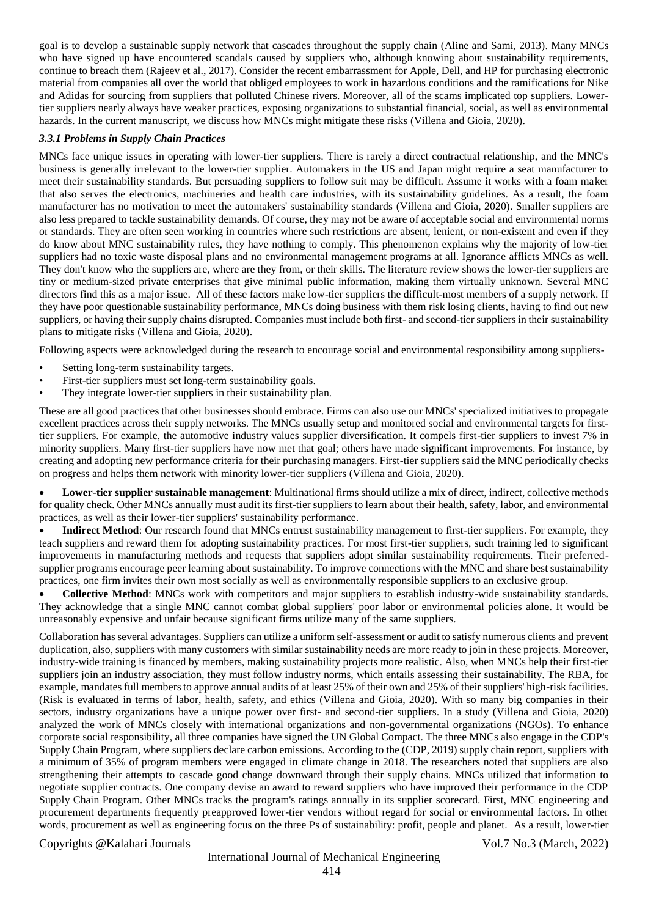goal is to develop a sustainable supply network that cascades throughout the supply chain (Aline and Sami, 2013). Many MNCs who have signed up have encountered scandals caused by suppliers who, although knowing about sustainability requirements, continue to breach them (Rajeev et al., 2017). Consider the recent embarrassment for Apple, Dell, and HP for purchasing electronic material from companies all over the world that obliged employees to work in hazardous conditions and the ramifications for Nike and Adidas for sourcing from suppliers that polluted Chinese rivers. Moreover, all of the scams implicated top suppliers. Lower-tier suppliers nearly always have weaker practices, exposing organizations to substantial financial, social, as well as environmental hazards. In the current manuscript, we discuss how MNCs might mitigate these risks (Villena and Gioia, 2020).

### *3.3.1 Problems in Supply Chain Practices*

MNCs face unique issues in operating with lower-tier suppliers. There is rarely a direct contractual relationship, and the MNC's business is generally irrelevant to the lower-tier supplier. Automakers in the US and Japan might require a seat manufacturer to meet their sustainability standards. But persuading suppliers to follow suit may be difficult. Assume it works with a foam maker that also serves the electronics, machineries and health care industries, with its sustainability guidelines. As a result, the foam manufacturer has no motivation to meet the automakers' sustainability standards (Villena and Gioia, 2020). Smaller suppliers are also less prepared to tackle sustainability demands. Of course, they may not be aware of acceptable social and environmental norms or standards. They are often seen working in countries where such restrictions are absent, lenient, or non-existent and even if they do know about MNC sustainability rules, they have nothing to comply. This phenomenon explains why the majority of low-tier suppliers had no toxic waste disposal plans and no environmental management programs at all. Ignorance afflicts MNCs as well. They don't know who the suppliers are, where are they from, or their skills. The literature review shows the lower-tier suppliers are tiny or medium-sized private enterprises that give minimal public information, making them virtually unknown. Several MNC directors find this as a major issue. All of these factors make low-tier suppliers the difficult-most members of a supply network. If they have poor questionable sustainability performance, MNCs doing business with them risk losing clients, having to find out new suppliers, or having their supply chains disrupted. Companies must include both first- and second-tier suppliers in their sustainability plans to mitigate risks (Villena and Gioia, 2020).

Following aspects were acknowledged during the research to encourage social and environmental responsibility among suppliers-

- Setting long-term sustainability targets.
- First-tier suppliers must set long-term sustainability goals.
- They integrate lower-tier suppliers in their sustainability plan.

These are all good practices that other businesses should embrace. Firms can also use our MNCs' specialized initiatives to propagate excellent practices across their supply networks. The MNCs usually setup and monitored social and environmental targets for first-tier suppliers. For example, the automotive industry values supplier diversification. It compels first-tier suppliers to invest 7% in minority suppliers. Many first-tier suppliers have now met that goal; others have made significant improvements. For instance, by creating and adopting new performance criteria for their purchasing managers. First-tier suppliers said the MNC periodically checks on progress and helps them network with minority lower-tier suppliers (Villena and Gioia, 2020).

- **Lower-tier supplier sustainable management**: Multinational firms should utilize a mix of direct, indirect, collective methods for quality check. Other MNCs annually must audit its first-tier suppliers to learn about their health, safety, labor, and environmental practices, as well as their lower-tier suppliers' sustainability performance.
- **Indirect Method**: Our research found that MNCs entrust sustainability management to first-tier suppliers. For example, they teach suppliers and reward them for adopting sustainability practices. For most first-tier suppliers, such training led to significant improvements in manufacturing methods and requests that suppliers adopt similar sustainability requirements. Their preferred-supplier programs encourage peer learning about sustainability. To improve connections with the MNC and share best sustainability practices, one firm invites their own most socially as well as environmentally responsible suppliers to an exclusive group.
- **Collective Method**: MNCs work with competitors and major suppliers to establish industry-wide sustainability standards. They acknowledge that a single MNC cannot combat global suppliers' poor labor or environmental policies alone. It would be unreasonably expensive and unfair because significant firms utilize many of the same suppliers.

Collaboration has several advantages. Suppliers can utilize a uniform self-assessment or audit to satisfy numerous clients and prevent duplication, also, suppliers with many customers with similar sustainability needs are more ready to join in these projects. Moreover, industry-wide training is financed by members, making sustainability projects more realistic. Also, when MNCs help their first-tier suppliers join an industry association, they must follow industry norms, which entails assessing their sustainability. The RBA, for example, mandates full members to approve annual audits of at least 25% of their own and 25% of their suppliers' high-risk facilities. (Risk is evaluated in terms of labor, health, safety, and ethics (Villena and Gioia, 2020). With so many big companies in their sectors, industry organizations have a unique power over first- and second-tier suppliers. In a study (Villena and Gioia, 2020) analyzed the work of MNCs closely with international organizations and non-governmental organizations (NGOs). To enhance corporate social responsibility, all three companies have signed the UN Global Compact. The three MNCs also engage in the CDP's Supply Chain Program, where suppliers declare carbon emissions. According to the (CDP, 2019) supply chain report, suppliers with a minimum of 35% of program members were engaged in climate change in 2018. The researchers noted that suppliers are also strengthening their attempts to cascade good change downward through their supply chains. MNCs utilized that information to negotiate supplier contracts. One company devise an award to reward suppliers who have improved their performance in the CDP Supply Chain Program. Other MNCs tracks the program's ratings annually in its supplier scorecard. First, MNC engineering and procurement departments frequently preapproved lower-tier vendors without regard for social or environmental factors. In other words, procurement as well as engineering focus on the three Ps of sustainability: profit, people and planet. As a result, lower-tier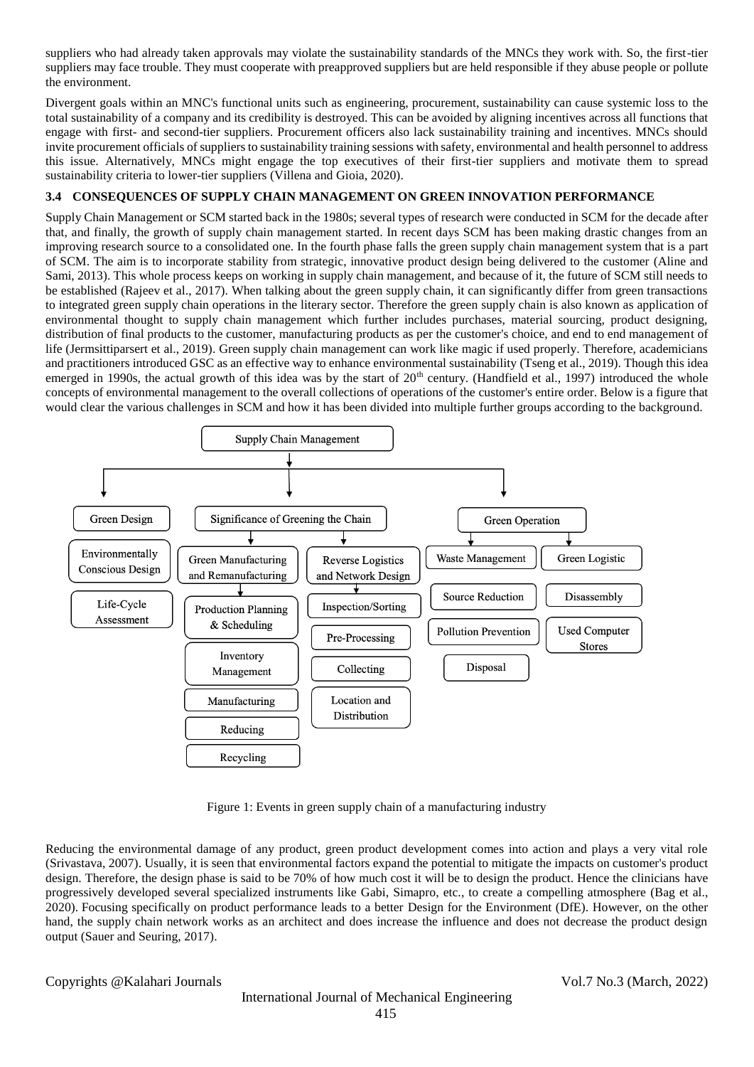suppliers who had already taken approvals may violate the sustainability standards of the MNCs they work with. So, the first-tier suppliers may face trouble. They must cooperate with preapproved suppliers but are held responsible if they abuse people or pollute the environment.

Divergent goals within an MNC's functional units such as engineering, procurement, sustainability can cause systemic loss to the total sustainability of a company and its credibility is destroyed. This can be avoided by aligning incentives across all functions that engage with first- and second-tier suppliers. Procurement officers also lack sustainability training and incentives. MNCs should invite procurement officials of suppliers to sustainability training sessions with safety, environmental and health personnel to address this issue. Alternatively, MNCs might engage the top executives of their first-tier suppliers and motivate them to spread sustainability criteria to lower-tier suppliers (Villena and Gioia, 2020).

### 3.4 CONSEQUENCES OF SUPPLY CHAIN MANAGEMENT ON GREEN INNOVATION PERFORMANCE

Supply Chain Management or SCM started back in the 1980s; several types of research were conducted in SCM for the decade after that, and finally, the growth of supply chain management started. In recent days SCM has been making drastic changes from an improving research source to a consolidated one. In the fourth phase falls the green supply chain management system that is a part of SCM. The aim is to incorporate stability from strategic, innovative product design being delivered to the customer (Aline and Sami, 2013). This whole process keeps on working in supply chain management, and because of it, the future of SCM still needs to be established (Rajeev et al., 2017). When talking about the green supply chain, it can significantly differ from green transactions to integrated green supply chain operations in the literary sector. Therefore the green supply chain is also known as application of environmental thought to supply chain management which further includes purchases, material sourcing, product designing, distribution of final products to the customer, manufacturing products as per the customer's choice, and end to end management of life (Jermsittiparsert et al., 2019). Green supply chain management can work like magic if used properly. Therefore, academicians and practitioners introduced GSC as an effective way to enhance environmental sustainability (Tseng et al., 2019). Though this idea emerged in 1990s, the actual growth of this idea was by the start of 20th century. (Handfield et al., 1997) introduced the whole concepts of environmental management to the overall collections of operations of the customer's entire order. Below is a figure that would clear the various challenges in SCM and how it has been divided into multiple further groups according to the background.

- Supply Chain Management
  - Green Design
    - Environmentally Conscious Design
    - Life-Cycle Assessment
  - Significance of Greening the Chain
    - Green Manufacturing and Remanufacturing
      - Production Planning & Scheduling
      - Inventory Management
      - Manufacturing
      - Reducing
      - Recycling
    - Reverse Logistics and Network Design
      - Inspection/Sorting
      - Pre-Processing
      - Collecting
      - Location and Distribution
  - Green Operation
    - Waste Management
      - Source Reduction
      - Pollution Prevention
      - Disposal
    - Green Logistic
      - Disassembly
      - Used Computer Stores

Figure 1: Events in green supply chain of a manufacturing industry

Reducing the environmental damage of any product, green product development comes into action and plays a very vital role (Srivastava, 2007). Usually, it is seen that environmental factors expand the potential to mitigate the impacts on customer's product design. Therefore, the design phase is said to be 70% of how much cost it will be to design the product. Hence the clinicians have progressively developed several specialized instruments like Gabi, Simapro, etc., to create a compelling atmosphere (Bag et al., 2020). Focusing specifically on product performance leads to a better Design for the Environment (DfE). However, on the other hand, the supply chain network works as an architect and does increase the influence and does not decrease the product design output (Sauer and Seuring, 2017).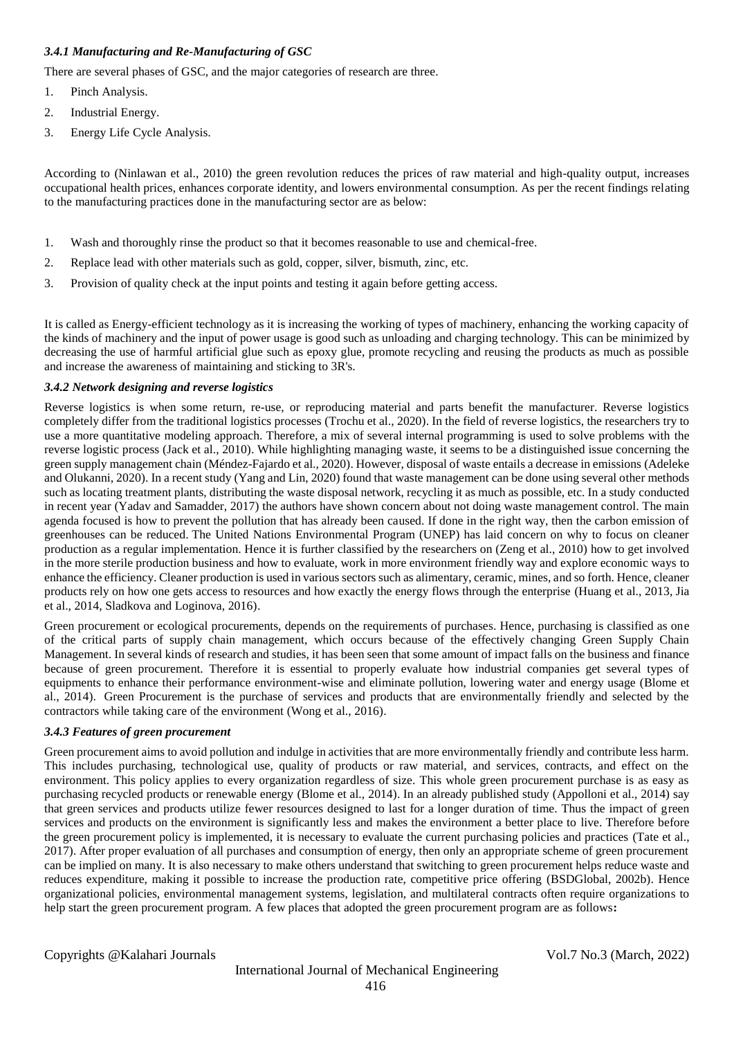#### *3.4.1 Manufacturing and Re-Manufacturing of GSC*

There are several phases of GSC, and the major categories of research are three.

1. Pinch Analysis.
2. Industrial Energy.
3. Energy Life Cycle Analysis.

According to (Ninlawan et al., 2010) the green revolution reduces the prices of raw material and high-quality output, increases occupational health prices, enhances corporate identity, and lowers environmental consumption. As per the recent findings relating to the manufacturing practices done in the manufacturing sector are as below:

1. Wash and thoroughly rinse the product so that it becomes reasonable to use and chemical-free.
2. Replace lead with other materials such as gold, copper, silver, bismuth, zinc, etc.
3. Provision of quality check at the input points and testing it again before getting access.

It is called as Energy-efficient technology as it is increasing the working of types of machinery, enhancing the working capacity of the kinds of machinery and the input of power usage is good such as unloading and charging technology. This can be minimized by decreasing the use of harmful artificial glue such as epoxy glue, promote recycling and reusing the products as much as possible and increase the awareness of maintaining and sticking to 3R's.

#### *3.4.2 Network designing and reverse logistics*

Reverse logistics is when some return, re-use, or reproducing material and parts benefit the manufacturer. Reverse logistics completely differ from the traditional logistics processes (Trochu et al., 2020). In the field of reverse logistics, the researchers try to use a more quantitative modeling approach. Therefore, a mix of several internal programming is used to solve problems with the reverse logistic process (Jack et al., 2010). While highlighting managing waste, it seems to be a distinguished issue concerning the green supply management chain (Méndez-Fajardo et al., 2020). However, disposal of waste entails a decrease in emissions (Adeleke and Olukanni, 2020). In a recent study (Yang and Lin, 2020) found that waste management can be done using several other methods such as locating treatment plants, distributing the waste disposal network, recycling it as much as possible, etc. In a study conducted in recent year (Yadav and Samadder, 2017) the authors have shown concern about not doing waste management control. The main agenda focused is how to prevent the pollution that has already been caused. If done in the right way, then the carbon emission of greenhouses can be reduced. The United Nations Environmental Program (UNEP) has laid concern on why to focus on cleaner production as a regular implementation. Hence it is further classified by the researchers on (Zeng et al., 2010) how to get involved in the more sterile production business and how to evaluate, work in more environment friendly way and explore economic ways to enhance the efficiency. Cleaner production is used in various sectors such as alimentary, ceramic, mines, and so forth. Hence, cleaner products rely on how one gets access to resources and how exactly the energy flows through the enterprise (Huang et al., 2013, Jia et al., 2014, Sladkova and Loginova, 2016).

Green procurement or ecological procurements, depends on the requirements of purchases. Hence, purchasing is classified as one of the critical parts of supply chain management, which occurs because of the effectively changing Green Supply Chain Management. In several kinds of research and studies, it has been seen that some amount of impact falls on the business and finance because of green procurement. Therefore it is essential to properly evaluate how industrial companies get several types of equipments to enhance their performance environment-wise and eliminate pollution, lowering water and energy usage (Blome et al., 2014). Green Procurement is the purchase of services and products that are environmentally friendly and selected by the contractors while taking care of the environment (Wong et al., 2016).

#### *3.4.3 Features of green procurement*

Green procurement aims to avoid pollution and indulge in activities that are more environmentally friendly and contribute less harm. This includes purchasing, technological use, quality of products or raw material, and services, contracts, and effect on the environment. This policy applies to every organization regardless of size. This whole green procurement purchase is as easy as purchasing recycled products or renewable energy (Blome et al., 2014). In an already published study (Appolloni et al., 2014) say that green services and products utilize fewer resources designed to last for a longer duration of time. Thus the impact of green services and products on the environment is significantly less and makes the environment a better place to live. Therefore before the green procurement policy is implemented, it is necessary to evaluate the current purchasing policies and practices (Tate et al., 2017). After proper evaluation of all purchases and consumption of energy, then only an appropriate scheme of green procurement can be implied on many. It is also necessary to make others understand that switching to green procurement helps reduce waste and reduces expenditure, making it possible to increase the production rate, competitive price offering (BSDGlobal, 2002b). Hence organizational policies, environmental management systems, legislation, and multilateral contracts often require organizations to help start the green procurement program. A few places that adopted the green procurement program are as follows**:**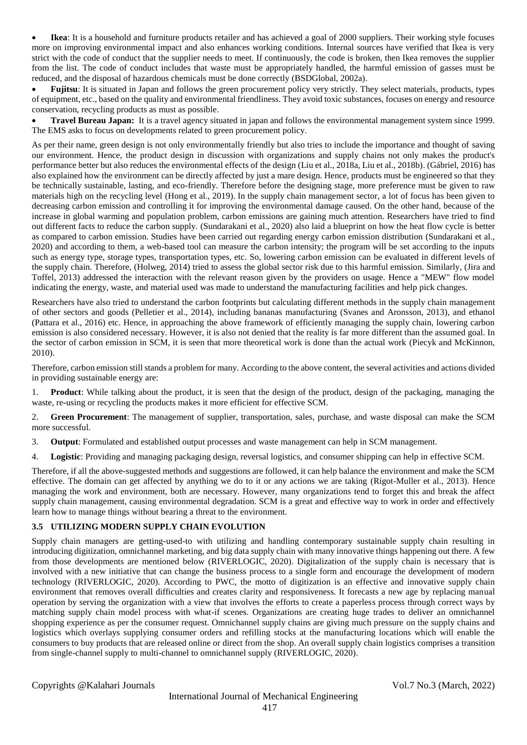- **Ikea**: It is a household and furniture products retailer and has achieved a goal of 2000 suppliers. Their working style focuses more on improving environmental impact and also enhances working conditions. Internal sources have verified that Ikea is very strict with the code of conduct that the supplier needs to meet. If continuously, the code is broken, then Ikea removes the supplier from the list. The code of conduct includes that waste must be appropriately handled, the harmful emission of gasses must be reduced, and the disposal of hazardous chemicals must be done correctly (BSDGlobal, 2002a).
- **Fujitsu**: It is situated in Japan and follows the green procurement policy very strictly. They select materials, products, types of equipment, etc., based on the quality and environmental friendliness. They avoid toxic substances, focuses on energy and resource conservation, recycling products as must as possible.
- **Travel Bureau Japan:** It is a travel agency situated in japan and follows the environmental management system since 1999. The EMS asks to focus on developments related to green procurement policy.

As per their name, green design is not only environmentally friendly but also tries to include the importance and thought of saving our environment. Hence, the product design in discussion with organizations and supply chains not only makes the product's performance better but also reduces the environmental effects of the design (Liu et al., 2018a, Liu et al., 2018b). (Gábriel, 2016) has also explained how the environment can be directly affected by just a mare design. Hence, products must be engineered so that they be technically sustainable, lasting, and eco-friendly. Therefore before the designing stage, more preference must be given to raw materials high on the recycling level (Hong et al., 2019). In the supply chain management sector, a lot of focus has been given to decreasing carbon emission and controlling it for improving the environmental damage caused. On the other hand, because of the increase in global warming and population problem, carbon emissions are gaining much attention. Researchers have tried to find out different facts to reduce the carbon supply. (Sundarakani et al., 2020) also laid a blueprint on how the heat flow cycle is better as compared to carbon emission. Studies have been carried out regarding energy carbon emission distribution (Sundarakani et al., 2020) and according to them, a web-based tool can measure the carbon intensity; the program will be set according to the inputs such as energy type, storage types, transportation types, etc. So, lowering carbon emission can be evaluated in different levels of the supply chain. Therefore, (Holweg, 2014) tried to assess the global sector risk due to this harmful emission. Similarly, (Jira and Toffel, 2013) addressed the interaction with the relevant reason given by the providers on usage. Hence a "MEW" flow model indicating the energy, waste, and material used was made to understand the manufacturing facilities and help pick changes.

Researchers have also tried to understand the carbon footprints but calculating different methods in the supply chain management of other sectors and goods (Pelletier et al., 2014), including bananas manufacturing (Svanes and Aronsson, 2013), and ethanol (Pattara et al., 2016) etc. Hence, in approaching the above framework of efficiently managing the supply chain, lowering carbon emission is also considered necessary. However, it is also not denied that the reality is far more different than the assumed goal. In the sector of carbon emission in SCM, it is seen that more theoretical work is done than the actual work (Piecyk and McKinnon, 2010).

Therefore, carbon emission still stands a problem for many. According to the above content, the several activities and actions divided in providing sustainable energy are:

1. **Product**: While talking about the product, it is seen that the design of the product, design of the packaging, managing the waste, re-using or recycling the products makes it more efficient for effective SCM.
2. **Green Procurement**: The management of supplier, transportation, sales, purchase, and waste disposal can make the SCM more successful.
3. **Output**: Formulated and established output processes and waste management can help in SCM management.
4. **Logistic**: Providing and managing packaging design, reversal logistics, and consumer shipping can help in effective SCM.

Therefore, if all the above-suggested methods and suggestions are followed, it can help balance the environment and make the SCM effective. The domain can get affected by anything we do to it or any actions we are taking (Rigot-Muller et al., 2013). Hence managing the work and environment, both are necessary. However, many organizations tend to forget this and break the affect supply chain management, causing environmental degradation. SCM is a great and effective way to work in order and effectively learn how to manage things without bearing a threat to the environment.

### 3.5 UTILIZING MODERN SUPPLY CHAIN EVOLUTION

Supply chain managers are getting-used-to with utilizing and handling contemporary sustainable supply chain resulting in introducing digitization, omnichannel marketing, and big data supply chain with many innovative things happening out there. A few from those developments are mentioned below (RIVERLOGIC, 2020). Digitalization of the supply chain is necessary that is involved with a new initiative that can change the business process to a single form and encourage the development of modern technology (RIVERLOGIC, 2020). According to PWC, the motto of digitization is an effective and innovative supply chain environment that removes overall difficulties and creates clarity and responsiveness. It forecasts a new age by replacing manual operation by serving the organization with a view that involves the efforts to create a paperless process through correct ways by matching supply chain model process with what-if scenes. Organizations are creating huge trades to deliver an omnichannel shopping experience as per the consumer request. Omnichannel supply chains are giving much pressure on the supply chains and logistics which overlays supplying consumer orders and refilling stocks at the manufacturing locations which will enable the consumers to buy products that are released online or direct from the shop. An overall supply chain logistics comprises a transition from single-channel supply to multi-channel to omnichannel supply (RIVERLOGIC, 2020).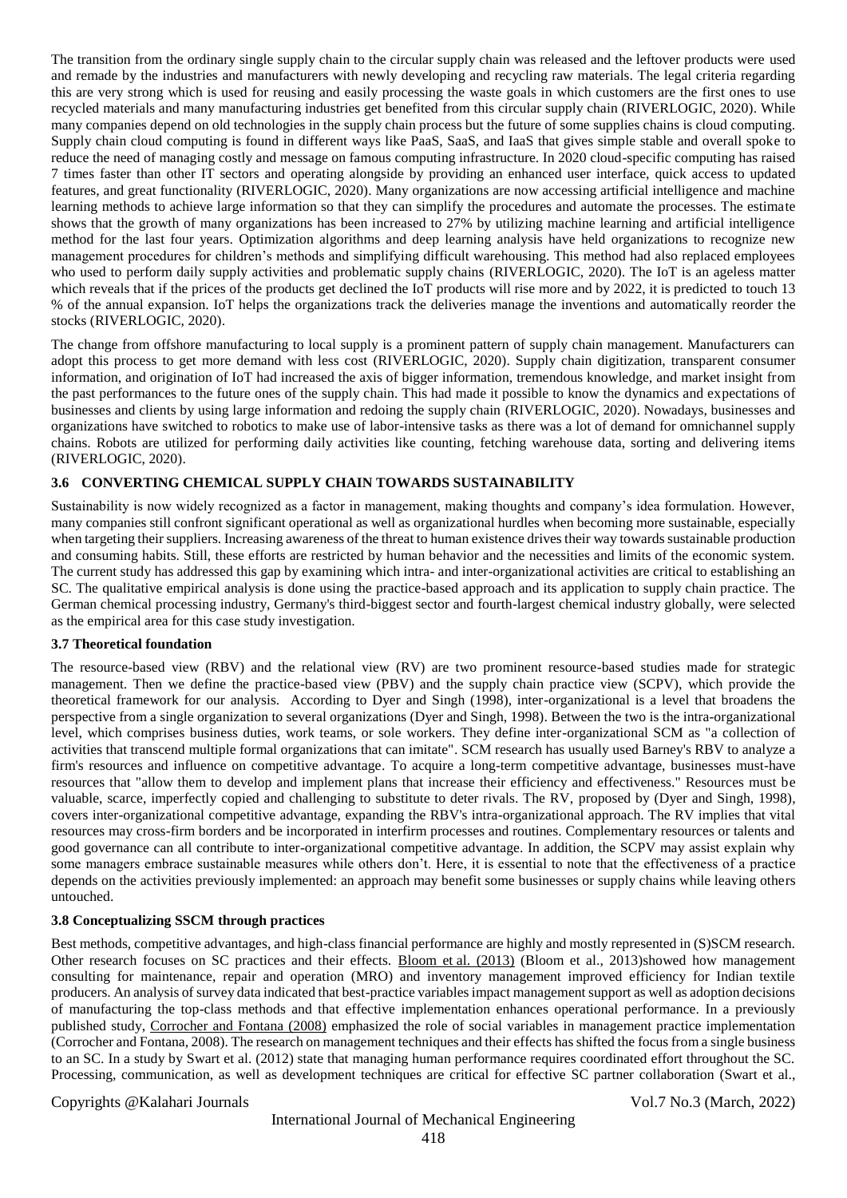The transition from the ordinary single supply chain to the circular supply chain was released and the leftover products were used and remade by the industries and manufacturers with newly developing and recycling raw materials. The legal criteria regarding this are very strong which is used for reusing and easily processing the waste goals in which customers are the first ones to use recycled materials and many manufacturing industries get benefited from this circular supply chain (RIVERLOGIC, 2020). While many companies depend on old technologies in the supply chain process but the future of some supplies chains is cloud computing. Supply chain cloud computing is found in different ways like PaaS, SaaS, and IaaS that gives simple stable and overall spoke to reduce the need of managing costly and message on famous computing infrastructure. In 2020 cloud-specific computing has raised 7 times faster than other IT sectors and operating alongside by providing an enhanced user interface, quick access to updated features, and great functionality (RIVERLOGIC, 2020). Many organizations are now accessing artificial intelligence and machine learning methods to achieve large information so that they can simplify the procedures and automate the processes. The estimate shows that the growth of many organizations has been increased to 27% by utilizing machine learning and artificial intelligence method for the last four years. Optimization algorithms and deep learning analysis have held organizations to recognize new management procedures for children's methods and simplifying difficult warehousing. This method had also replaced employees who used to perform daily supply activities and problematic supply chains (RIVERLOGIC, 2020). The IoT is an ageless matter which reveals that if the prices of the products get declined the IoT products will rise more and by 2022, it is predicted to touch 13 % of the annual expansion. IoT helps the organizations track the deliveries manage the inventions and automatically reorder the stocks (RIVERLOGIC, 2020).

The change from offshore manufacturing to local supply is a prominent pattern of supply chain management. Manufacturers can adopt this process to get more demand with less cost (RIVERLOGIC, 2020). Supply chain digitization, transparent consumer information, and origination of IoT had increased the axis of bigger information, tremendous knowledge, and market insight from the past performances to the future ones of the supply chain. This had made it possible to know the dynamics and expectations of businesses and clients by using large information and redoing the supply chain (RIVERLOGIC, 2020). Nowadays, businesses and organizations have switched to robotics to make use of labor-intensive tasks as there was a lot of demand for omnichannel supply chains. Robots are utilized for performing daily activities like counting, fetching warehouse data, sorting and delivering items (RIVERLOGIC, 2020).

### 3.6 CONVERTING CHEMICAL SUPPLY CHAIN TOWARDS SUSTAINABILITY

Sustainability is now widely recognized as a factor in management, making thoughts and company's idea formulation. However, many companies still confront significant operational as well as organizational hurdles when becoming more sustainable, especially when targeting their suppliers. Increasing awareness of the threat to human existence drives their way towards sustainable production and consuming habits. Still, these efforts are restricted by human behavior and the necessities and limits of the economic system. The current study has addressed this gap by examining which intra- and inter-organizational activities are critical to establishing an SC. The qualitative empirical analysis is done using the practice-based approach and its application to supply chain practice. The German chemical processing industry, Germany's third-biggest sector and fourth-largest chemical industry globally, were selected as the empirical area for this case study investigation.

### 3.7 Theoretical foundation

The resource-based view (RBV) and the relational view (RV) are two prominent resource-based studies made for strategic management. Then we define the practice-based view (PBV) and the supply chain practice view (SCPV), which provide the theoretical framework for our analysis. According to Dyer and Singh (1998), inter-organizational is a level that broadens the perspective from a single organization to several organizations (Dyer and Singh, 1998). Between the two is the intra-organizational level, which comprises business duties, work teams, or sole workers. They define inter-organizational SCM as "a collection of activities that transcend multiple formal organizations that can imitate". SCM research has usually used Barney's RBV to analyze a firm's resources and influence on competitive advantage. To acquire a long-term competitive advantage, businesses must-have resources that "allow them to develop and implement plans that increase their efficiency and effectiveness." Resources must be valuable, scarce, imperfectly copied and challenging to substitute to deter rivals. The RV, proposed by (Dyer and Singh, 1998), covers inter-organizational competitive advantage, expanding the RBV's intra-organizational approach. The RV implies that vital resources may cross-firm borders and be incorporated in interfirm processes and routines. Complementary resources or talents and good governance can all contribute to inter-organizational competitive advantage. In addition, the SCPV may assist explain why some managers embrace sustainable measures while others don't. Here, it is essential to note that the effectiveness of a practice depends on the activities previously implemented: an approach may benefit some businesses or supply chains while leaving others untouched.

### 3.8 Conceptualizing SSCM through practices

Best methods, competitive advantages, and high-class financial performance are highly and mostly represented in (S)SCM research. Other research focuses on SC practices and their effects. Bloom et al. (2013) (Bloom et al., 2013)showed how management consulting for maintenance, repair and operation (MRO) and inventory management improved efficiency for Indian textile producers. An analysis of survey data indicated that best-practice variables impact management support as well as adoption decisions of manufacturing the top-class methods and that effective implementation enhances operational performance. In a previously published study, Corrocher and Fontana (2008) emphasized the role of social variables in management practice implementation (Corrocher and Fontana, 2008). The research on management techniques and their effects has shifted the focus from a single business to an SC. In a study by Swart et al. (2012) state that managing human performance requires coordinated effort throughout the SC. Processing, communication, as well as development techniques are critical for effective SC partner collaboration (Swart et al.,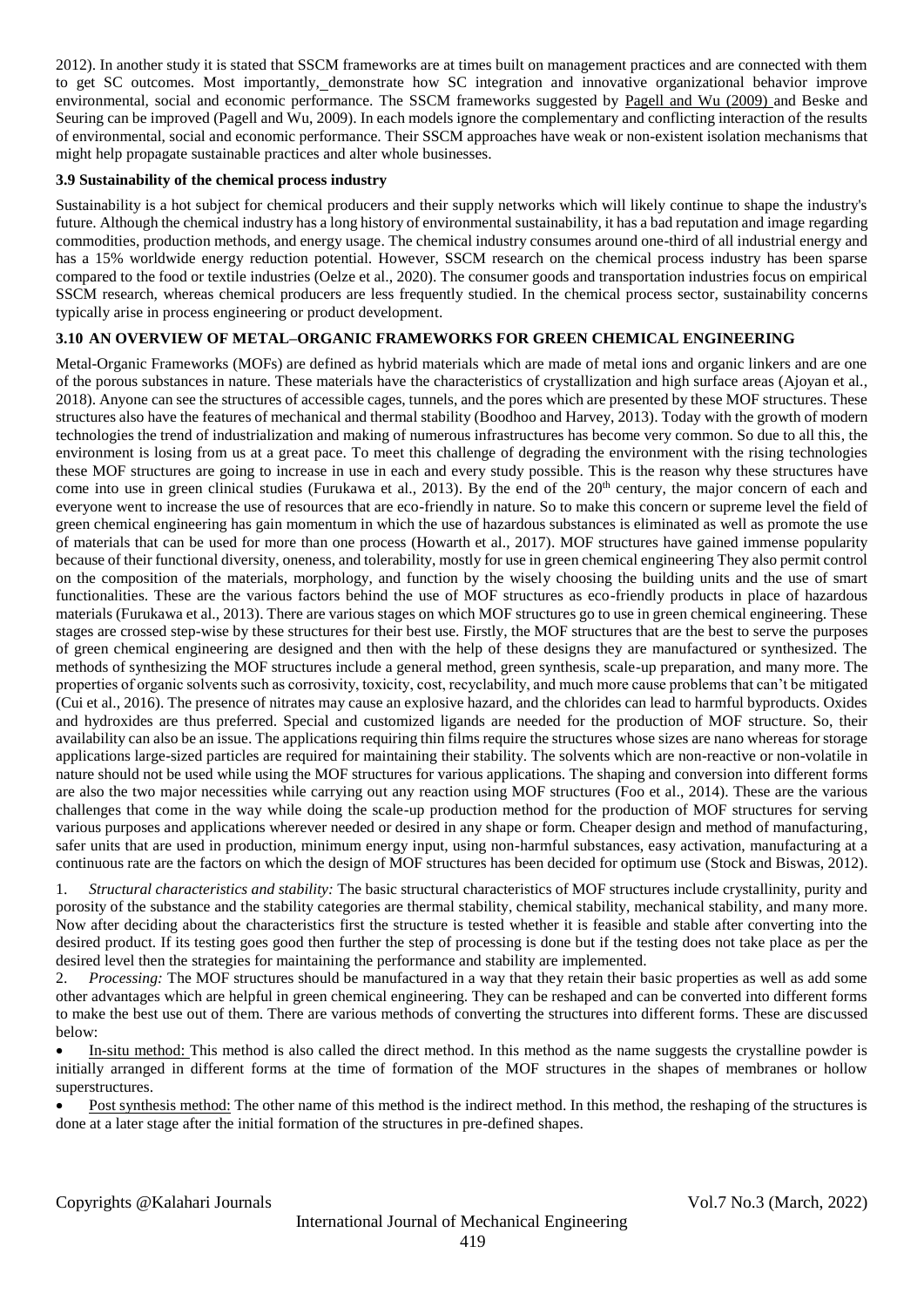2012). In another study it is stated that SSCM frameworks are at times built on management practices and are connected with them to get SC outcomes. Most importantly, demonstrate how SC integration and innovative organizational behavior improve environmental, social and economic performance. The SSCM frameworks suggested by Pagell and Wu (2009) and Beske and Seuring can be improved (Pagell and Wu, 2009). In each models ignore the complementary and conflicting interaction of the results of environmental, social and economic performance. Their SSCM approaches have weak or non-existent isolation mechanisms that might help propagate sustainable practices and alter whole businesses.

### 3.9 Sustainability of the chemical process industry

Sustainability is a hot subject for chemical producers and their supply networks which will likely continue to shape the industry's future. Although the chemical industry has a long history of environmental sustainability, it has a bad reputation and image regarding commodities, production methods, and energy usage. The chemical industry consumes around one-third of all industrial energy and has a 15% worldwide energy reduction potential. However, SSCM research on the chemical process industry has been sparse compared to the food or textile industries (Oelze et al., 2020). The consumer goods and transportation industries focus on empirical SSCM research, whereas chemical producers are less frequently studied. In the chemical process sector, sustainability concerns typically arise in process engineering or product development.

### 3.10 AN OVERVIEW OF METAL–ORGANIC FRAMEWORKS FOR GREEN CHEMICAL ENGINEERING

Metal-Organic Frameworks (MOFs) are defined as hybrid materials which are made of metal ions and organic linkers and are one of the porous substances in nature. These materials have the characteristics of crystallization and high surface areas (Ajoyan et al., 2018). Anyone can see the structures of accessible cages, tunnels, and the pores which are presented by these MOF structures. These structures also have the features of mechanical and thermal stability (Boodhoo and Harvey, 2013). Today with the growth of modern technologies the trend of industrialization and making of numerous infrastructures has become very common. So due to all this, the environment is losing from us at a great pace. To meet this challenge of degrading the environment with the rising technologies these MOF structures are going to increase in use in each and every study possible. This is the reason why these structures have come into use in green clinical studies (Furukawa et al., 2013). By the end of the 20th century, the major concern of each and everyone went to increase the use of resources that are eco-friendly in nature. So to make this concern or supreme level the field of green chemical engineering has gain momentum in which the use of hazardous substances is eliminated as well as promote the use of materials that can be used for more than one process (Howarth et al., 2017). MOF structures have gained immense popularity because of their functional diversity, oneness, and tolerability, mostly for use in green chemical engineering They also permit control on the composition of the materials, morphology, and function by the wisely choosing the building units and the use of smart functionalities. These are the various factors behind the use of MOF structures as eco-friendly products in place of hazardous materials (Furukawa et al., 2013). There are various stages on which MOF structures go to use in green chemical engineering. These stages are crossed step-wise by these structures for their best use. Firstly, the MOF structures that are the best to serve the purposes of green chemical engineering are designed and then with the help of these designs they are manufactured or synthesized. The methods of synthesizing the MOF structures include a general method, green synthesis, scale-up preparation, and many more. The properties of organic solvents such as corrosivity, toxicity, cost, recyclability, and much more cause problems that can't be mitigated (Cui et al., 2016). The presence of nitrates may cause an explosive hazard, and the chlorides can lead to harmful byproducts. Oxides and hydroxides are thus preferred. Special and customized ligands are needed for the production of MOF structure. So, their availability can also be an issue. The applications requiring thin films require the structures whose sizes are nano whereas for storage applications large-sized particles are required for maintaining their stability. The solvents which are non-reactive or non-volatile in nature should not be used while using the MOF structures for various applications. The shaping and conversion into different forms are also the two major necessities while carrying out any reaction using MOF structures (Foo et al., 2014). These are the various challenges that come in the way while doing the scale-up production method for the production of MOF structures for serving various purposes and applications wherever needed or desired in any shape or form. Cheaper design and method of manufacturing, safer units that are used in production, minimum energy input, using non-harmful substances, easy activation, manufacturing at a continuous rate are the factors on which the design of MOF structures has been decided for optimum use (Stock and Biswas, 2012).

1. *Structural characteristics and stability:* The basic structural characteristics of MOF structures include crystallinity, purity and porosity of the substance and the stability categories are thermal stability, chemical stability, mechanical stability, and many more. Now after deciding about the characteristics first the structure is tested whether it is feasible and stable after converting into the desired product. If its testing goes good then further the step of processing is done but if the testing does not take place as per the desired level then the strategies for maintaining the performance and stability are implemented.
2. *Processing:* The MOF structures should be manufactured in a way that they retain their basic properties as well as add some other advantages which are helpful in green chemical engineering. They can be reshaped and can be converted into different forms to make the best use out of them. There are various methods of converting the structures into different forms. These are discussed below:

- In-situ method: This method is also called the direct method. In this method as the name suggests the crystalline powder is initially arranged in different forms at the time of formation of the MOF structures in the shapes of membranes or hollow superstructures.
- Post synthesis method: The other name of this method is the indirect method. In this method, the reshaping of the structures is done at a later stage after the initial formation of the structures in pre-defined shapes.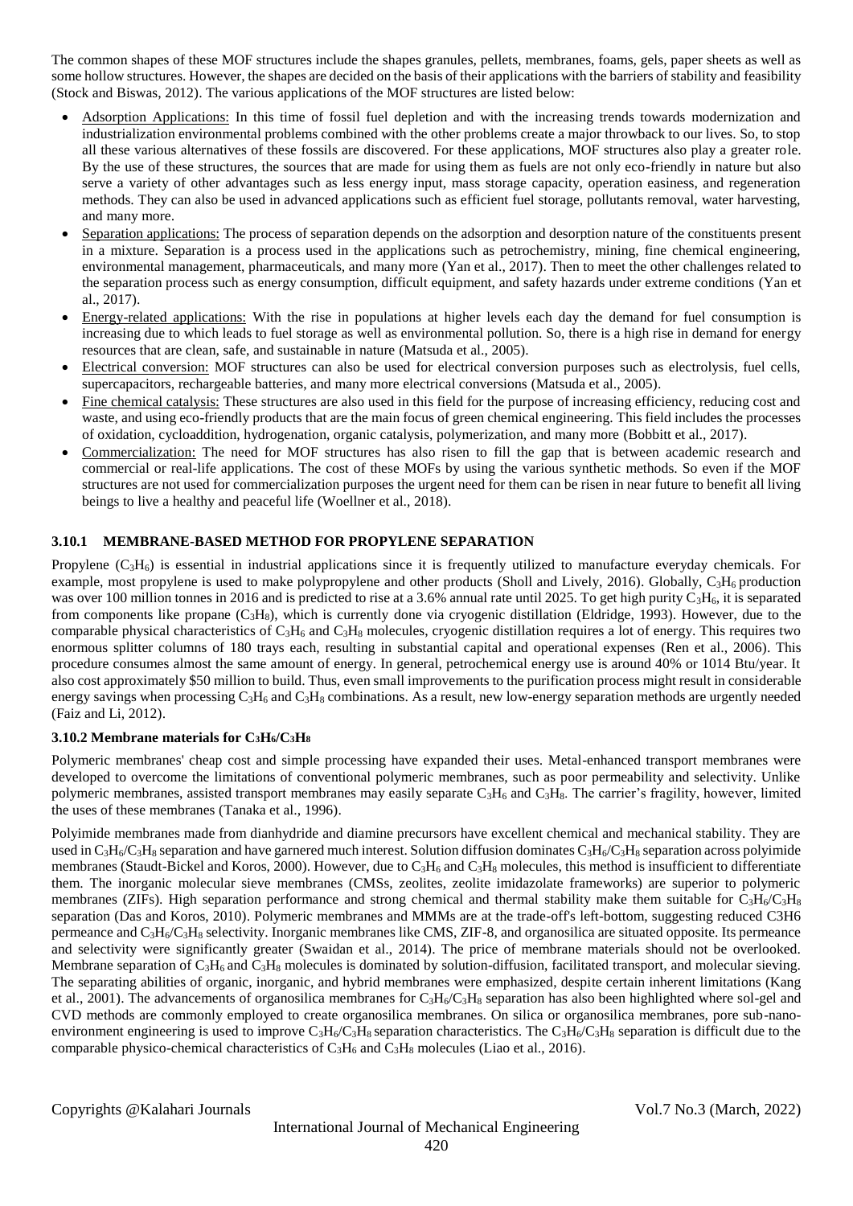The common shapes of these MOF structures include the shapes granules, pellets, membranes, foams, gels, paper sheets as well as some hollow structures. However, the shapes are decided on the basis of their applications with the barriers of stability and feasibility (Stock and Biswas, 2012). The various applications of the MOF structures are listed below:

- Adsorption Applications: In this time of fossil fuel depletion and with the increasing trends towards modernization and industrialization environmental problems combined with the other problems create a major throwback to our lives. So, to stop all these various alternatives of these fossils are discovered. For these applications, MOF structures also play a greater role. By the use of these structures, the sources that are made for using them as fuels are not only eco-friendly in nature but also serve a variety of other advantages such as less energy input, mass storage capacity, operation easiness, and regeneration methods. They can also be used in advanced applications such as efficient fuel storage, pollutants removal, water harvesting, and many more.
- Separation applications: The process of separation depends on the adsorption and desorption nature of the constituents present in a mixture. Separation is a process used in the applications such as petrochemistry, mining, fine chemical engineering, environmental management, pharmaceuticals, and many more (Yan et al., 2017). Then to meet the other challenges related to the separation process such as energy consumption, difficult equipment, and safety hazards under extreme conditions (Yan et al., 2017).
- Energy-related applications: With the rise in populations at higher levels each day the demand for fuel consumption is increasing due to which leads to fuel storage as well as environmental pollution. So, there is a high rise in demand for energy resources that are clean, safe, and sustainable in nature (Matsuda et al., 2005).
- Electrical conversion: MOF structures can also be used for electrical conversion purposes such as electrolysis, fuel cells, supercapacitors, rechargeable batteries, and many more electrical conversions (Matsuda et al., 2005).
- Fine chemical catalysis: These structures are also used in this field for the purpose of increasing efficiency, reducing cost and waste, and using eco-friendly products that are the main focus of green chemical engineering. This field includes the processes of oxidation, cycloaddition, hydrogenation, organic catalysis, polymerization, and many more (Bobbitt et al., 2017).
- Commercialization: The need for MOF structures has also risen to fill the gap that is between academic research and commercial or real-life applications. The cost of these MOFs by using the various synthetic methods. So even if the MOF structures are not used for commercialization purposes the urgent need for them can be risen in near future to benefit all living beings to live a healthy and peaceful life (Woellner et al., 2018).

### 3.10.1 MEMBRANE-BASED METHOD FOR PROPYLENE SEPARATION

Propylene ($C_3H_6$) is essential in industrial applications since it is frequently utilized to manufacture everyday chemicals. For example, most propylene is used to make polypropylene and other products (Sholl and Lively, 2016). Globally, $C_3H_6$ production was over 100 million tonnes in 2016 and is predicted to rise at a 3.6% annual rate until 2025. To get high purity $C_3H_6$, it is separated from components like propane ($C_3H_8$), which is currently done via cryogenic distillation (Eldridge, 1993). However, due to the comparable physical characteristics of $C_3H_6$ and $C_3H_8$ molecules, cryogenic distillation requires a lot of energy. This requires two enormous splitter columns of 180 trays each, resulting in substantial capital and operational expenses (Ren et al., 2006). This procedure consumes almost the same amount of energy. In general, petrochemical energy use is around 40% or 1014 Btu/year. It also cost approximately $50 million to build. Thus, even small improvements to the purification process might result in considerable energy savings when processing $C_3H_6$ and $C_3H_8$ combinations. As a result, new low-energy separation methods are urgently needed (Faiz and Li, 2012).

### 3.10.2 Membrane materials for $C_3H_6/C_3H_8$

Polymeric membranes' cheap cost and simple processing have expanded their uses. Metal-enhanced transport membranes were developed to overcome the limitations of conventional polymeric membranes, such as poor permeability and selectivity. Unlike polymeric membranes, assisted transport membranes may easily separate $C_3H_6$ and $C_3H_8$. The carrier's fragility, however, limited the uses of these membranes (Tanaka et al., 1996).

Polyimide membranes made from dianhydride and diamine precursors have excellent chemical and mechanical stability. They are used in $C_3H_6/C_3H_8$ separation and have garnered much interest. Solution diffusion dominates $C_3H_6/C_3H_8$ separation across polyimide membranes (Staudt-Bickel and Koros, 2000). However, due to $C_3H_6$ and $C_3H_8$ molecules, this method is insufficient to differentiate them. The inorganic molecular sieve membranes (CMSs, zeolites, zeolite imidazolate frameworks) are superior to polymeric membranes (ZIFs). High separation performance and strong chemical and thermal stability make them suitable for $C_3H_6/C_3H_8$ separation (Das and Koros, 2010). Polymeric membranes and MMMs are at the trade-off's left-bottom, suggesting reduced C3H6 permeance and $C_3H_6/C_3H_8$ selectivity. Inorganic membranes like CMS, ZIF-8, and organosilica are situated opposite. Its permeance and selectivity were significantly greater (Swaidan et al., 2014). The price of membrane materials should not be overlooked. Membrane separation of $C_3H_6$ and $C_3H_8$ molecules is dominated by solution-diffusion, facilitated transport, and molecular sieving. The separating abilities of organic, inorganic, and hybrid membranes were emphasized, despite certain inherent limitations (Kang et al., 2001). The advancements of organosilica membranes for $C_3H_6/C_3H_8$ separation has also been highlighted where sol-gel and CVD methods are commonly employed to create organosilica membranes. On silica or organosilica membranes, pore sub-nano-environment engineering is used to improve $C_3H_6/C_3H_8$ separation characteristics. The $C_3H_6/C_3H_8$ separation is difficult due to the comparable physico-chemical characteristics of $C_3H_6$ and $C_3H_8$ molecules (Liao et al., 2016).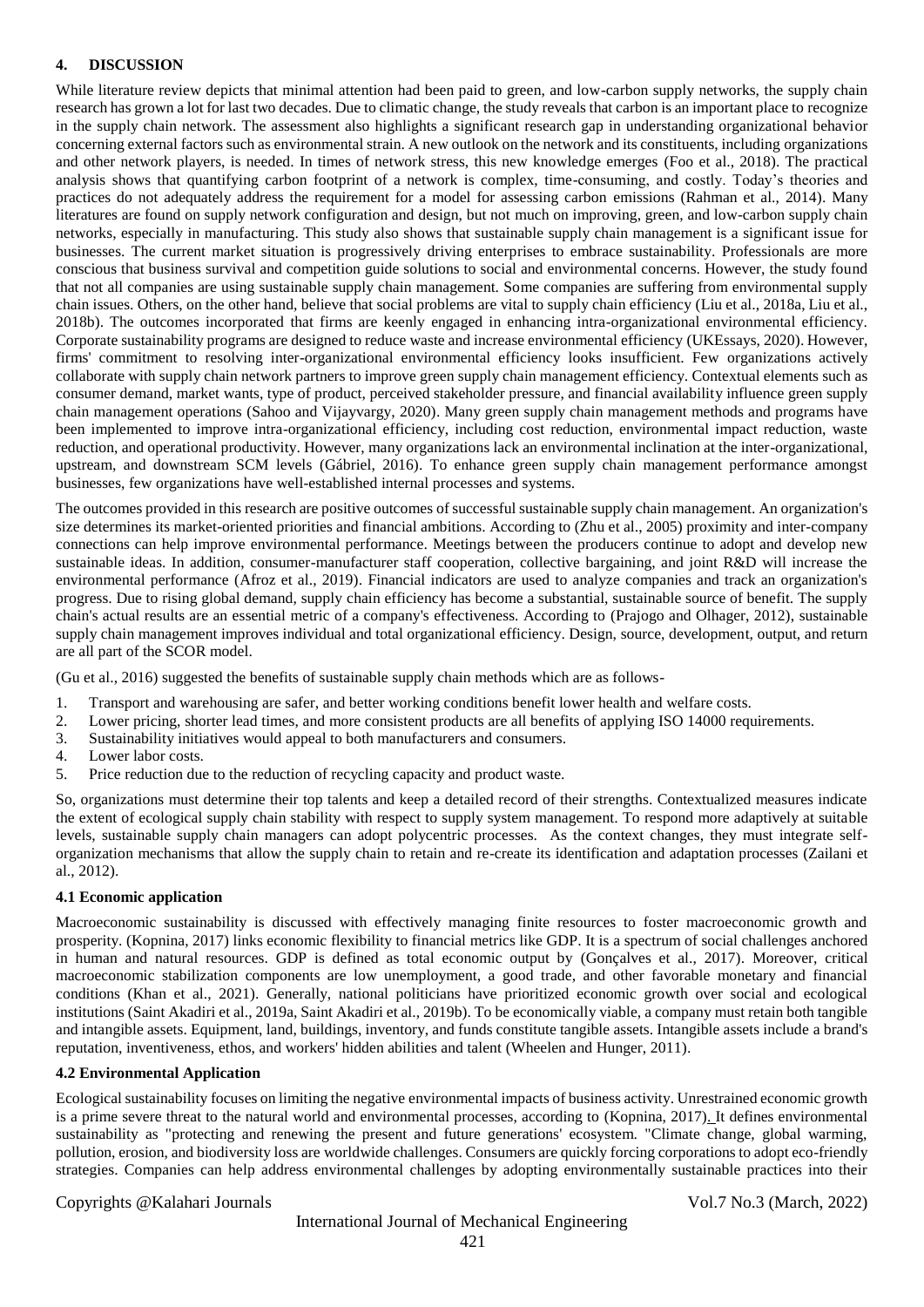## 4. DISCUSSION

While literature review depicts that minimal attention had been paid to green, and low-carbon supply networks, the supply chain research has grown a lot for last two decades. Due to climatic change, the study reveals that carbon is an important place to recognize in the supply chain network. The assessment also highlights a significant research gap in understanding organizational behavior concerning external factors such as environmental strain. A new outlook on the network and its constituents, including organizations and other network players, is needed. In times of network stress, this new knowledge emerges (Foo et al., 2018). The practical analysis shows that quantifying carbon footprint of a network is complex, time-consuming, and costly. Today's theories and practices do not adequately address the requirement for a model for assessing carbon emissions (Rahman et al., 2014). Many literatures are found on supply network configuration and design, but not much on improving, green, and low-carbon supply chain networks, especially in manufacturing. This study also shows that sustainable supply chain management is a significant issue for businesses. The current market situation is progressively driving enterprises to embrace sustainability. Professionals are more conscious that business survival and competition guide solutions to social and environmental concerns. However, the study found that not all companies are using sustainable supply chain management. Some companies are suffering from environmental supply chain issues. Others, on the other hand, believe that social problems are vital to supply chain efficiency (Liu et al., 2018a, Liu et al., 2018b). The outcomes incorporated that firms are keenly engaged in enhancing intra-organizational environmental efficiency. Corporate sustainability programs are designed to reduce waste and increase environmental efficiency (UKEssays, 2020). However, firms' commitment to resolving inter-organizational environmental efficiency looks insufficient. Few organizations actively collaborate with supply chain network partners to improve green supply chain management efficiency. Contextual elements such as consumer demand, market wants, type of product, perceived stakeholder pressure, and financial availability influence green supply chain management operations (Sahoo and Vijayvargy, 2020). Many green supply chain management methods and programs have been implemented to improve intra-organizational efficiency, including cost reduction, environmental impact reduction, waste reduction, and operational productivity. However, many organizations lack an environmental inclination at the inter-organizational, upstream, and downstream SCM levels (Gábriel, 2016). To enhance green supply chain management performance amongst businesses, few organizations have well-established internal processes and systems.

The outcomes provided in this research are positive outcomes of successful sustainable supply chain management. An organization's size determines its market-oriented priorities and financial ambitions. According to (Zhu et al., 2005) proximity and inter-company connections can help improve environmental performance. Meetings between the producers continue to adopt and develop new sustainable ideas. In addition, consumer-manufacturer staff cooperation, collective bargaining, and joint R&D will increase the environmental performance (Afroz et al., 2019). Financial indicators are used to analyze companies and track an organization's progress. Due to rising global demand, supply chain efficiency has become a substantial, sustainable source of benefit. The supply chain's actual results are an essential metric of a company's effectiveness. According to (Prajogo and Olhager, 2012), sustainable supply chain management improves individual and total organizational efficiency. Design, source, development, output, and return are all part of the SCOR model.

(Gu et al., 2016) suggested the benefits of sustainable supply chain methods which are as follows-

1. Transport and warehousing are safer, and better working conditions benefit lower health and welfare costs.
2. Lower pricing, shorter lead times, and more consistent products are all benefits of applying ISO 14000 requirements.
3. Sustainability initiatives would appeal to both manufacturers and consumers.
4. Lower labor costs.
5. Price reduction due to the reduction of recycling capacity and product waste.

So, organizations must determine their top talents and keep a detailed record of their strengths. Contextualized measures indicate the extent of ecological supply chain stability with respect to supply system management. To respond more adaptively at suitable levels, sustainable supply chain managers can adopt polycentric processes. As the context changes, they must integrate self-organization mechanisms that allow the supply chain to retain and re-create its identification and adaptation processes (Zailani et al., 2012).

### 4.1 Economic application

Macroeconomic sustainability is discussed with effectively managing finite resources to foster macroeconomic growth and prosperity. (Kopnina, 2017) links economic flexibility to financial metrics like GDP. It is a spectrum of social challenges anchored in human and natural resources. GDP is defined as total economic output by (Gonçalves et al., 2017). Moreover, critical macroeconomic stabilization components are low unemployment, a good trade, and other favorable monetary and financial conditions (Khan et al., 2021). Generally, national politicians have prioritized economic growth over social and ecological institutions (Saint Akadiri et al., 2019a, Saint Akadiri et al., 2019b). To be economically viable, a company must retain both tangible and intangible assets. Equipment, land, buildings, inventory, and funds constitute tangible assets. Intangible assets include a brand's reputation, inventiveness, ethos, and workers' hidden abilities and talent (Wheelen and Hunger, 2011).

### 4.2 Environmental Application

Ecological sustainability focuses on limiting the negative environmental impacts of business activity. Unrestrained economic growth is a prime severe threat to the natural world and environmental processes, according to (Kopnina, 2017). It defines environmental sustainability as "protecting and renewing the present and future generations' ecosystem. "Climate change, global warming, pollution, erosion, and biodiversity loss are worldwide challenges. Consumers are quickly forcing corporations to adopt eco-friendly strategies. Companies can help address environmental challenges by adopting environmentally sustainable practices into their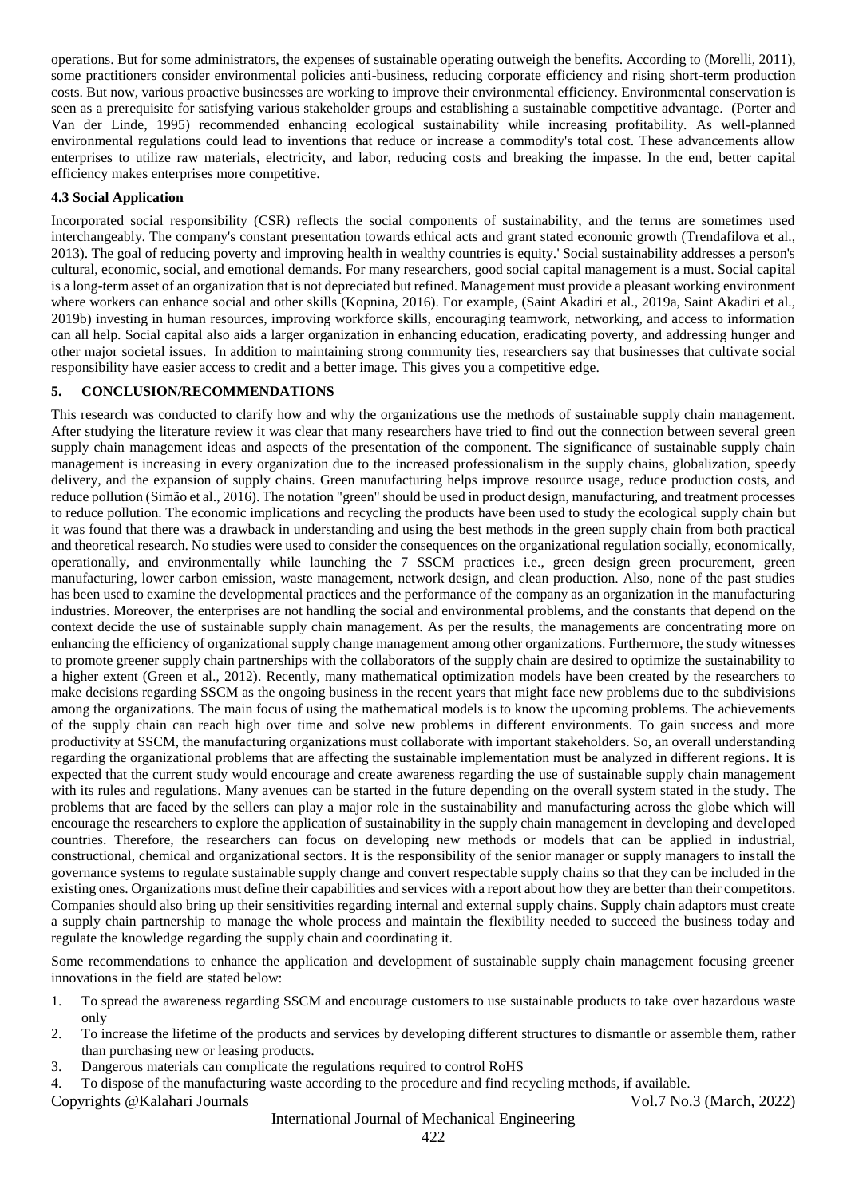operations. But for some administrators, the expenses of sustainable operating outweigh the benefits. According to (Morelli, 2011), some practitioners consider environmental policies anti-business, reducing corporate efficiency and rising short-term production costs. But now, various proactive businesses are working to improve their environmental efficiency. Environmental conservation is seen as a prerequisite for satisfying various stakeholder groups and establishing a sustainable competitive advantage. (Porter and Van der Linde, 1995) recommended enhancing ecological sustainability while increasing profitability. As well-planned environmental regulations could lead to inventions that reduce or increase a commodity's total cost. These advancements allow enterprises to utilize raw materials, electricity, and labor, reducing costs and breaking the impasse. In the end, better capital efficiency makes enterprises more competitive.

### 4.3 Social Application

Incorporated social responsibility (CSR) reflects the social components of sustainability, and the terms are sometimes used interchangeably. The company's constant presentation towards ethical acts and grant stated economic growth (Trendafilova et al., 2013). The goal of reducing poverty and improving health in wealthy countries is equity.' Social sustainability addresses a person's cultural, economic, social, and emotional demands. For many researchers, good social capital management is a must. Social capital is a long-term asset of an organization that is not depreciated but refined. Management must provide a pleasant working environment where workers can enhance social and other skills (Kopnina, 2016). For example, (Saint Akadiri et al., 2019a, Saint Akadiri et al., 2019b) investing in human resources, improving workforce skills, encouraging teamwork, networking, and access to information can all help. Social capital also aids a larger organization in enhancing education, eradicating poverty, and addressing hunger and other major societal issues. In addition to maintaining strong community ties, researchers say that businesses that cultivate social responsibility have easier access to credit and a better image. This gives you a competitive edge.

## 5. CONCLUSION/RECOMMENDATIONS

This research was conducted to clarify how and why the organizations use the methods of sustainable supply chain management. After studying the literature review it was clear that many researchers have tried to find out the connection between several green supply chain management ideas and aspects of the presentation of the component. The significance of sustainable supply chain management is increasing in every organization due to the increased professionalism in the supply chains, globalization, speedy delivery, and the expansion of supply chains. Green manufacturing helps improve resource usage, reduce production costs, and reduce pollution (Simão et al., 2016). The notation "green" should be used in product design, manufacturing, and treatment processes to reduce pollution. The economic implications and recycling the products have been used to study the ecological supply chain but it was found that there was a drawback in understanding and using the best methods in the green supply chain from both practical and theoretical research. No studies were used to consider the consequences on the organizational regulation socially, economically, operationally, and environmentally while launching the 7 SSCM practices i.e., green design green procurement, green manufacturing, lower carbon emission, waste management, network design, and clean production. Also, none of the past studies has been used to examine the developmental practices and the performance of the company as an organization in the manufacturing industries. Moreover, the enterprises are not handling the social and environmental problems, and the constants that depend on the context decide the use of sustainable supply chain management. As per the results, the managements are concentrating more on enhancing the efficiency of organizational supply change management among other organizations. Furthermore, the study witnesses to promote greener supply chain partnerships with the collaborators of the supply chain are desired to optimize the sustainability to a higher extent (Green et al., 2012). Recently, many mathematical optimization models have been created by the researchers to make decisions regarding SSCM as the ongoing business in the recent years that might face new problems due to the subdivisions among the organizations. The main focus of using the mathematical models is to know the upcoming problems. The achievements of the supply chain can reach high over time and solve new problems in different environments. To gain success and more productivity at SSCM, the manufacturing organizations must collaborate with important stakeholders. So, an overall understanding regarding the organizational problems that are affecting the sustainable implementation must be analyzed in different regions. It is expected that the current study would encourage and create awareness regarding the use of sustainable supply chain management with its rules and regulations. Many avenues can be started in the future depending on the overall system stated in the study. The problems that are faced by the sellers can play a major role in the sustainability and manufacturing across the globe which will encourage the researchers to explore the application of sustainability in the supply chain management in developing and developed countries. Therefore, the researchers can focus on developing new methods or models that can be applied in industrial, constructional, chemical and organizational sectors. It is the responsibility of the senior manager or supply managers to install the governance systems to regulate sustainable supply change and convert respectable supply chains so that they can be included in the existing ones. Organizations must define their capabilities and services with a report about how they are better than their competitors. Companies should also bring up their sensitivities regarding internal and external supply chains. Supply chain adaptors must create a supply chain partnership to manage the whole process and maintain the flexibility needed to succeed the business today and regulate the knowledge regarding the supply chain and coordinating it.

Some recommendations to enhance the application and development of sustainable supply chain management focusing greener innovations in the field are stated below:

1. To spread the awareness regarding SSCM and encourage customers to use sustainable products to take over hazardous waste only
2. To increase the lifetime of the products and services by developing different structures to dismantle or assemble them, rather than purchasing new or leasing products.
3. Dangerous materials can complicate the regulations required to control RoHS
4. To dispose of the manufacturing waste according to the procedure and find recycling methods, if available.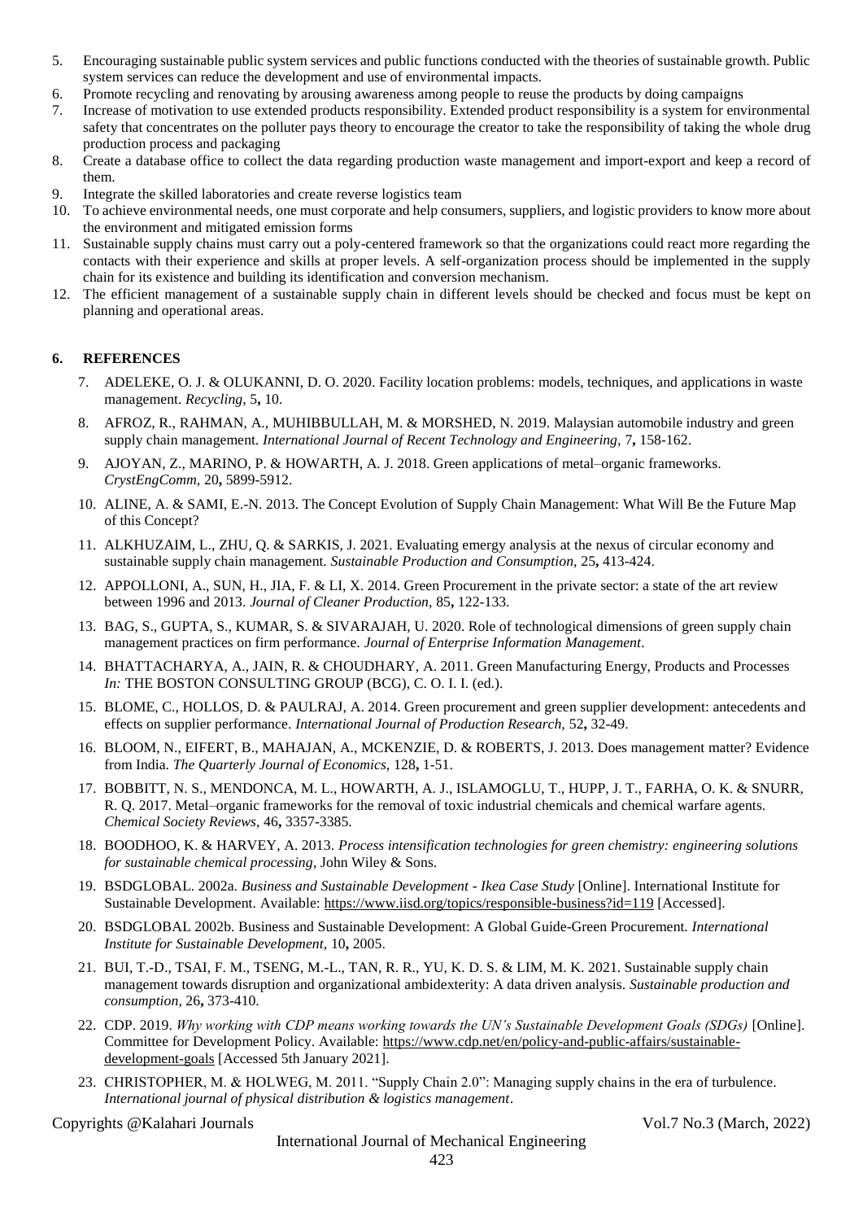5. Encouraging sustainable public system services and public functions conducted with the theories of sustainable growth. Public system services can reduce the development and use of environmental impacts.
6. Promote recycling and renovating by arousing awareness among people to reuse the products by doing campaigns
7. Increase of motivation to use extended products responsibility. Extended product responsibility is a system for environmental safety that concentrates on the polluter pays theory to encourage the creator to take the responsibility of taking the whole drug production process and packaging
8. Create a database office to collect the data regarding production waste management and import-export and keep a record of them.
9. Integrate the skilled laboratories and create reverse logistics team
10. To achieve environmental needs, one must corporate and help consumers, suppliers, and logistic providers to know more about the environment and mitigated emission forms
11. Sustainable supply chains must carry out a poly-centered framework so that the organizations could react more regarding the contacts with their experience and skills at proper levels. A self-organization process should be implemented in the supply chain for its existence and building its identification and conversion mechanism.
12. The efficient management of a sustainable supply chain in different levels should be checked and focus must be kept on planning and operational areas.

## 6. REFERENCES

7. ADELEKE, O. J. & OLUKANNI, D. O. 2020. Facility location problems: models, techniques, and applications in waste management. *Recycling,* 5**,** 10.
8. AFROZ, R., RAHMAN, A., MUHIBBULLAH, M. & MORSHED, N. 2019. Malaysian automobile industry and green supply chain management. *International Journal of Recent Technology and Engineering,* 7**,** 158-162.
9. AJOYAN, Z., MARINO, P. & HOWARTH, A. J. 2018. Green applications of metal–organic frameworks. *CrystEngComm,* 20**,** 5899-5912.
10. ALINE, A. & SAMI, E.-N. 2013. The Concept Evolution of Supply Chain Management: What Will Be the Future Map of this Concept?
11. ALKHUZAIM, L., ZHU, Q. & SARKIS, J. 2021. Evaluating emergy analysis at the nexus of circular economy and sustainable supply chain management. *Sustainable Production and Consumption,* 25**,** 413-424.
12. APPOLLONI, A., SUN, H., JIA, F. & LI, X. 2014. Green Procurement in the private sector: a state of the art review between 1996 and 2013. *Journal of Cleaner Production,* 85**,** 122-133.
13. BAG, S., GUPTA, S., KUMAR, S. & SIVARAJAH, U. 2020. Role of technological dimensions of green supply chain management practices on firm performance. *Journal of Enterprise Information Management*.
14. BHATTACHARYA, A., JAIN, R. & CHOUDHARY, A. 2011. Green Manufacturing Energy, Products and Processes *In:* THE BOSTON CONSULTING GROUP (BCG), C. O. I. I. (ed.).
15. BLOME, C., HOLLOS, D. & PAULRAJ, A. 2014. Green procurement and green supplier development: antecedents and effects on supplier performance. *International Journal of Production Research,* 52**,** 32-49.
16. BLOOM, N., EIFERT, B., MAHAJAN, A., MCKENZIE, D. & ROBERTS, J. 2013. Does management matter? Evidence from India. *The Quarterly Journal of Economics,* 128**,** 1-51.
17. BOBBITT, N. S., MENDONCA, M. L., HOWARTH, A. J., ISLAMOGLU, T., HUPP, J. T., FARHA, O. K. & SNURR, R. Q. 2017. Metal–organic frameworks for the removal of toxic industrial chemicals and chemical warfare agents. *Chemical Society Reviews,* 46**,** 3357-3385.
18. BOODHOO, K. & HARVEY, A. 2013. *Process intensification technologies for green chemistry: engineering solutions for sustainable chemical processing*, John Wiley & Sons.
19. BSDGLOBAL. 2002a. *Business and Sustainable Development - Ikea Case Study* [Online]. International Institute for Sustainable Development. Available: https://www.iisd.org/topics/responsible-business?id=119 [Accessed].
20. BSDGLOBAL 2002b. Business and Sustainable Development: A Global Guide-Green Procurement. *International Institute for Sustainable Development,* 10**,** 2005.
21. BUI, T.-D., TSAI, F. M., TSENG, M.-L., TAN, R. R., YU, K. D. S. & LIM, M. K. 2021. Sustainable supply chain management towards disruption and organizational ambidexterity: A data driven analysis. *Sustainable production and consumption,* 26**,** 373-410.
22. CDP. 2019. *Why working with CDP means working towards the UN's Sustainable Development Goals (SDGs)* [Online]. Committee for Development Policy. Available: https://www.cdp.net/en/policy-and-public-affairs/sustainable-development-goals [Accessed 5th January 2021].
23. CHRISTOPHER, M. & HOLWEG, M. 2011. "Supply Chain 2.0": Managing supply chains in the era of turbulence. *International journal of physical distribution & logistics management*.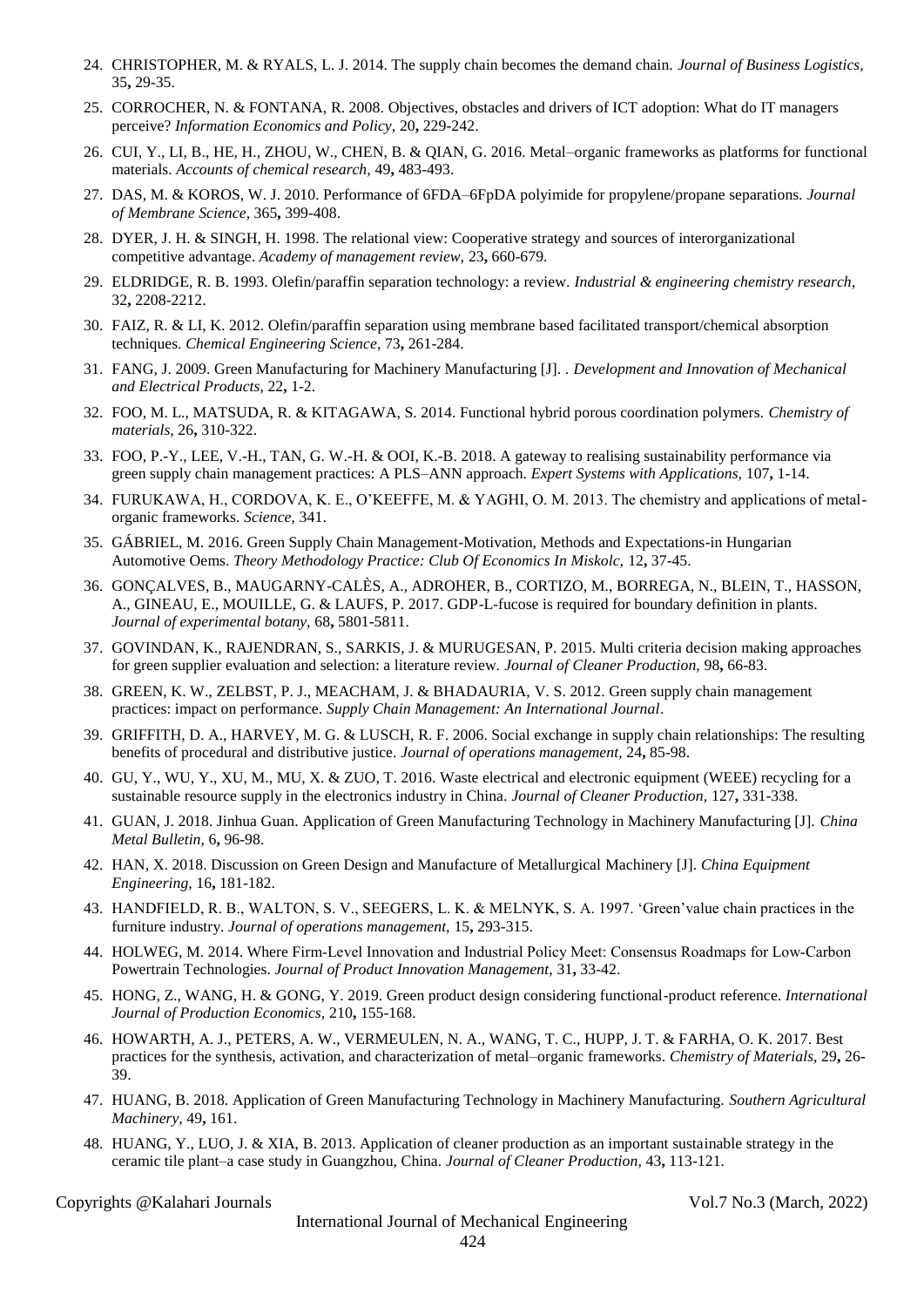24. CHRISTOPHER, M. & RYALS, L. J. 2014. The supply chain becomes the demand chain. *Journal of Business Logistics,* 35**,** 29-35.
25. CORROCHER, N. & FONTANA, R. 2008. Objectives, obstacles and drivers of ICT adoption: What do IT managers perceive? *Information Economics and Policy,* 20**,** 229-242.
26. CUI, Y., LI, B., HE, H., ZHOU, W., CHEN, B. & QIAN, G. 2016. Metal–organic frameworks as platforms for functional materials. *Accounts of chemical research,* 49**,** 483-493.
27. DAS, M. & KOROS, W. J. 2010. Performance of 6FDA–6FpDA polyimide for propylene/propane separations. *Journal of Membrane Science,* 365**,** 399-408.
28. DYER, J. H. & SINGH, H. 1998. The relational view: Cooperative strategy and sources of interorganizational competitive advantage. *Academy of management review,* 23**,** 660-679.
29. ELDRIDGE, R. B. 1993. Olefin/paraffin separation technology: a review. *Industrial & engineering chemistry research,* 32**,** 2208-2212.
30. FAIZ, R. & LI, K. 2012. Olefin/paraffin separation using membrane based facilitated transport/chemical absorption techniques. *Chemical Engineering Science,* 73**,** 261-284.
31. FANG, J. 2009. Green Manufacturing for Machinery Manufacturing [J]. . *Development and Innovation of Mechanical and Electrical Products,* 22**,** 1-2.
32. FOO, M. L., MATSUDA, R. & KITAGAWA, S. 2014. Functional hybrid porous coordination polymers. *Chemistry of materials,* 26**,** 310-322.
33. FOO, P.-Y., LEE, V.-H., TAN, G. W.-H. & OOI, K.-B. 2018. A gateway to realising sustainability performance via green supply chain management practices: A PLS–ANN approach. *Expert Systems with Applications,* 107**,** 1-14.
34. FURUKAWA, H., CORDOVA, K. E., O'KEEFFE, M. & YAGHI, O. M. 2013. The chemistry and applications of metal-organic frameworks. *Science,* 341.
35. GÁBRIEL, M. 2016. Green Supply Chain Management-Motivation, Methods and Expectations-in Hungarian Automotive Oems. *Theory Methodology Practice: Club Of Economics In Miskolc,* 12**,** 37-45.
36. GONÇALVES, B., MAUGARNY-CALÈS, A., ADROHER, B., CORTIZO, M., BORREGA, N., BLEIN, T., HASSON, A., GINEAU, E., MOUILLE, G. & LAUFS, P. 2017. GDP-L-fucose is required for boundary definition in plants. *Journal of experimental botany,* 68**,** 5801-5811.
37. GOVINDAN, K., RAJENDRAN, S., SARKIS, J. & MURUGESAN, P. 2015. Multi criteria decision making approaches for green supplier evaluation and selection: a literature review. *Journal of Cleaner Production,* 98**,** 66-83.
38. GREEN, K. W., ZELBST, P. J., MEACHAM, J. & BHADAURIA, V. S. 2012. Green supply chain management practices: impact on performance. *Supply Chain Management: An International Journal*.
39. GRIFFITH, D. A., HARVEY, M. G. & LUSCH, R. F. 2006. Social exchange in supply chain relationships: The resulting benefits of procedural and distributive justice. *Journal of operations management,* 24**,** 85-98.
40. GU, Y., WU, Y., XU, M., MU, X. & ZUO, T. 2016. Waste electrical and electronic equipment (WEEE) recycling for a sustainable resource supply in the electronics industry in China. *Journal of Cleaner Production,* 127**,** 331-338.
41. GUAN, J. 2018. Jinhua Guan. Application of Green Manufacturing Technology in Machinery Manufacturing [J]. *China Metal Bulletin,* 6**,** 96-98.
42. HAN, X. 2018. Discussion on Green Design and Manufacture of Metallurgical Machinery [J]. *China Equipment Engineering,* 16**,** 181-182.
43. HANDFIELD, R. B., WALTON, S. V., SEEGERS, L. K. & MELNYK, S. A. 1997. 'Green'value chain practices in the furniture industry. *Journal of operations management,* 15**,** 293-315.
44. HOLWEG, M. 2014. Where Firm-Level Innovation and Industrial Policy Meet: Consensus Roadmaps for Low-Carbon Powertrain Technologies. *Journal of Product Innovation Management,* 31**,** 33-42.
45. HONG, Z., WANG, H. & GONG, Y. 2019. Green product design considering functional-product reference. *International Journal of Production Economics,* 210**,** 155-168.
46. HOWARTH, A. J., PETERS, A. W., VERMEULEN, N. A., WANG, T. C., HUPP, J. T. & FARHA, O. K. 2017. Best practices for the synthesis, activation, and characterization of metal–organic frameworks. *Chemistry of Materials,* 29**,** 26-39.
47. HUANG, B. 2018. Application of Green Manufacturing Technology in Machinery Manufacturing. *Southern Agricultural Machinery,* 49**,** 161.
48. HUANG, Y., LUO, J. & XIA, B. 2013. Application of cleaner production as an important sustainable strategy in the ceramic tile plant–a case study in Guangzhou, China. *Journal of Cleaner Production,* 43**,** 113-121.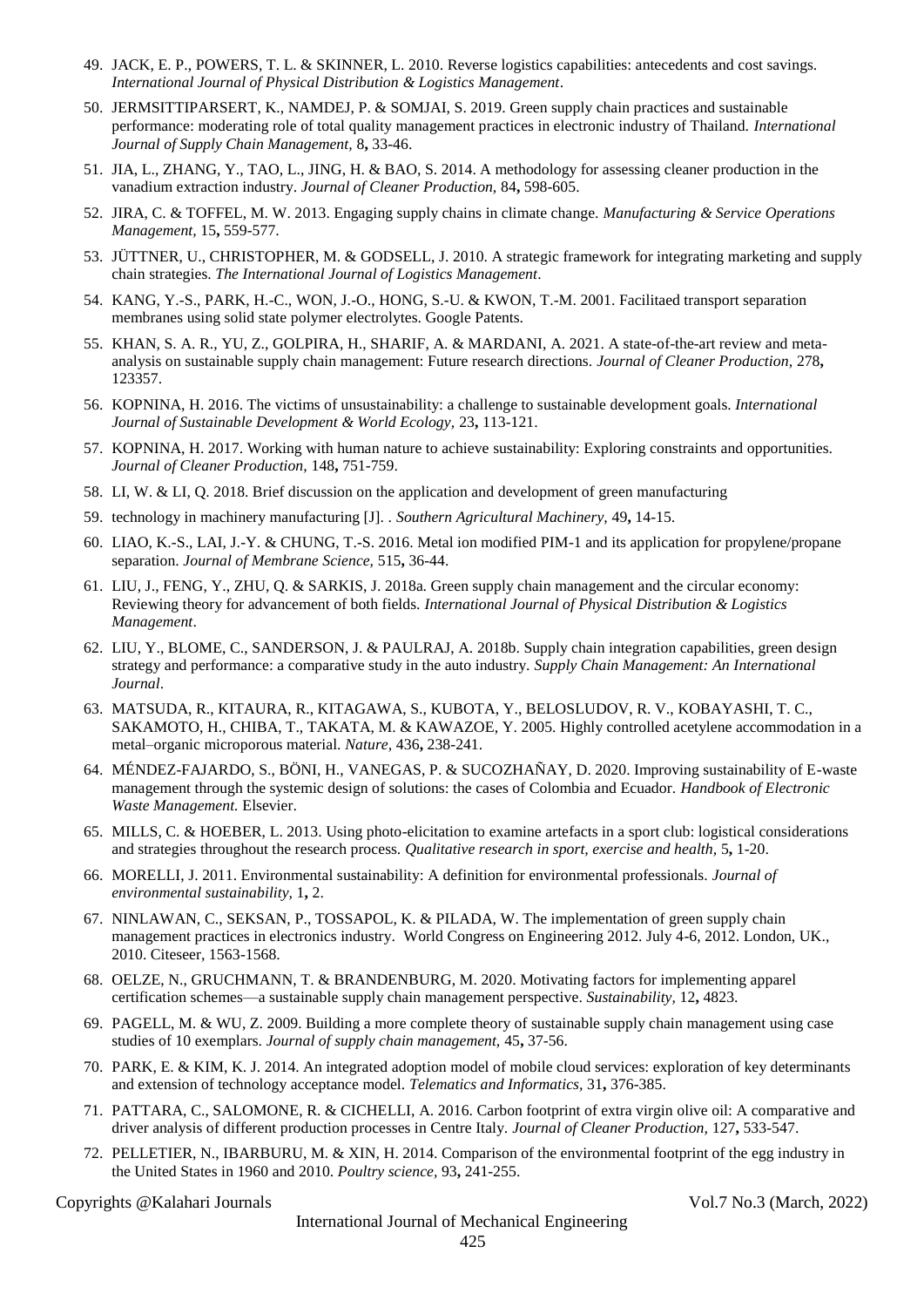49. JACK, E. P., POWERS, T. L. & SKINNER, L. 2010. Reverse logistics capabilities: antecedents and cost savings. *International Journal of Physical Distribution & Logistics Management*.
50. JERMSITTIPARSERT, K., NAMDEJ, P. & SOMJAI, S. 2019. Green supply chain practices and sustainable performance: moderating role of total quality management practices in electronic industry of Thailand. *International Journal of Supply Chain Management,* 8**,** 33-46.
51. JIA, L., ZHANG, Y., TAO, L., JING, H. & BAO, S. 2014. A methodology for assessing cleaner production in the vanadium extraction industry. *Journal of Cleaner Production,* 84**,** 598-605.
52. JIRA, C. & TOFFEL, M. W. 2013. Engaging supply chains in climate change. *Manufacturing & Service Operations Management,* 15**,** 559-577.
53. JÜTTNER, U., CHRISTOPHER, M. & GODSELL, J. 2010. A strategic framework for integrating marketing and supply chain strategies. *The International Journal of Logistics Management*.
54. KANG, Y.-S., PARK, H.-C., WON, J.-O., HONG, S.-U. & KWON, T.-M. 2001. Facilitaed transport separation membranes using solid state polymer electrolytes. Google Patents.
55. KHAN, S. A. R., YU, Z., GOLPIRA, H., SHARIF, A. & MARDANI, A. 2021. A state-of-the-art review and meta-analysis on sustainable supply chain management: Future research directions. *Journal of Cleaner Production,* 278**,** 123357.
56. KOPNINA, H. 2016. The victims of unsustainability: a challenge to sustainable development goals. *International Journal of Sustainable Development & World Ecology,* 23**,** 113-121.
57. KOPNINA, H. 2017. Working with human nature to achieve sustainability: Exploring constraints and opportunities. *Journal of Cleaner Production,* 148**,** 751-759.
58. LI, W. & LI, Q. 2018. Brief discussion on the application and development of green manufacturing
59. technology in machinery manufacturing [J]. . *Southern Agricultural Machinery,* 49**,** 14-15.
60. LIAO, K.-S., LAI, J.-Y. & CHUNG, T.-S. 2016. Metal ion modified PIM-1 and its application for propylene/propane separation. *Journal of Membrane Science,* 515**,** 36-44.
61. LIU, J., FENG, Y., ZHU, Q. & SARKIS, J. 2018a. Green supply chain management and the circular economy: Reviewing theory for advancement of both fields. *International Journal of Physical Distribution & Logistics Management*.
62. LIU, Y., BLOME, C., SANDERSON, J. & PAULRAJ, A. 2018b. Supply chain integration capabilities, green design strategy and performance: a comparative study in the auto industry. *Supply Chain Management: An International Journal*.
63. MATSUDA, R., KITAURA, R., KITAGAWA, S., KUBOTA, Y., BELOSLUDOV, R. V., KOBAYASHI, T. C., SAKAMOTO, H., CHIBA, T., TAKATA, M. & KAWAZOE, Y. 2005. Highly controlled acetylene accommodation in a metal–organic microporous material. *Nature,* 436**,** 238-241.
64. MÉNDEZ-FAJARDO, S., BÖNI, H., VANEGAS, P. & SUCOZHAÑAY, D. 2020. Improving sustainability of E-waste management through the systemic design of solutions: the cases of Colombia and Ecuador. *Handbook of Electronic Waste Management.* Elsevier.
65. MILLS, C. & HOEBER, L. 2013. Using photo-elicitation to examine artefacts in a sport club: logistical considerations and strategies throughout the research process. *Qualitative research in sport, exercise and health,* 5**,** 1-20.
66. MORELLI, J. 2011. Environmental sustainability: A definition for environmental professionals. *Journal of environmental sustainability,* 1**,** 2.
67. NINLAWAN, C., SEKSAN, P., TOSSAPOL, K. & PILADA, W. The implementation of green supply chain management practices in electronics industry. World Congress on Engineering 2012. July 4-6, 2012. London, UK., 2010. Citeseer, 1563-1568.
68. OELZE, N., GRUCHMANN, T. & BRANDENBURG, M. 2020. Motivating factors for implementing apparel certification schemes—a sustainable supply chain management perspective. *Sustainability,* 12**,** 4823.
69. PAGELL, M. & WU, Z. 2009. Building a more complete theory of sustainable supply chain management using case studies of 10 exemplars. *Journal of supply chain management,* 45**,** 37-56.
70. PARK, E. & KIM, K. J. 2014. An integrated adoption model of mobile cloud services: exploration of key determinants and extension of technology acceptance model. *Telematics and Informatics,* 31**,** 376-385.
71. PATTARA, C., SALOMONE, R. & CICHELLI, A. 2016. Carbon footprint of extra virgin olive oil: A comparative and driver analysis of different production processes in Centre Italy. *Journal of Cleaner Production,* 127**,** 533-547.
72. PELLETIER, N., IBARBURU, M. & XIN, H. 2014. Comparison of the environmental footprint of the egg industry in the United States in 1960 and 2010. *Poultry science,* 93**,** 241-255.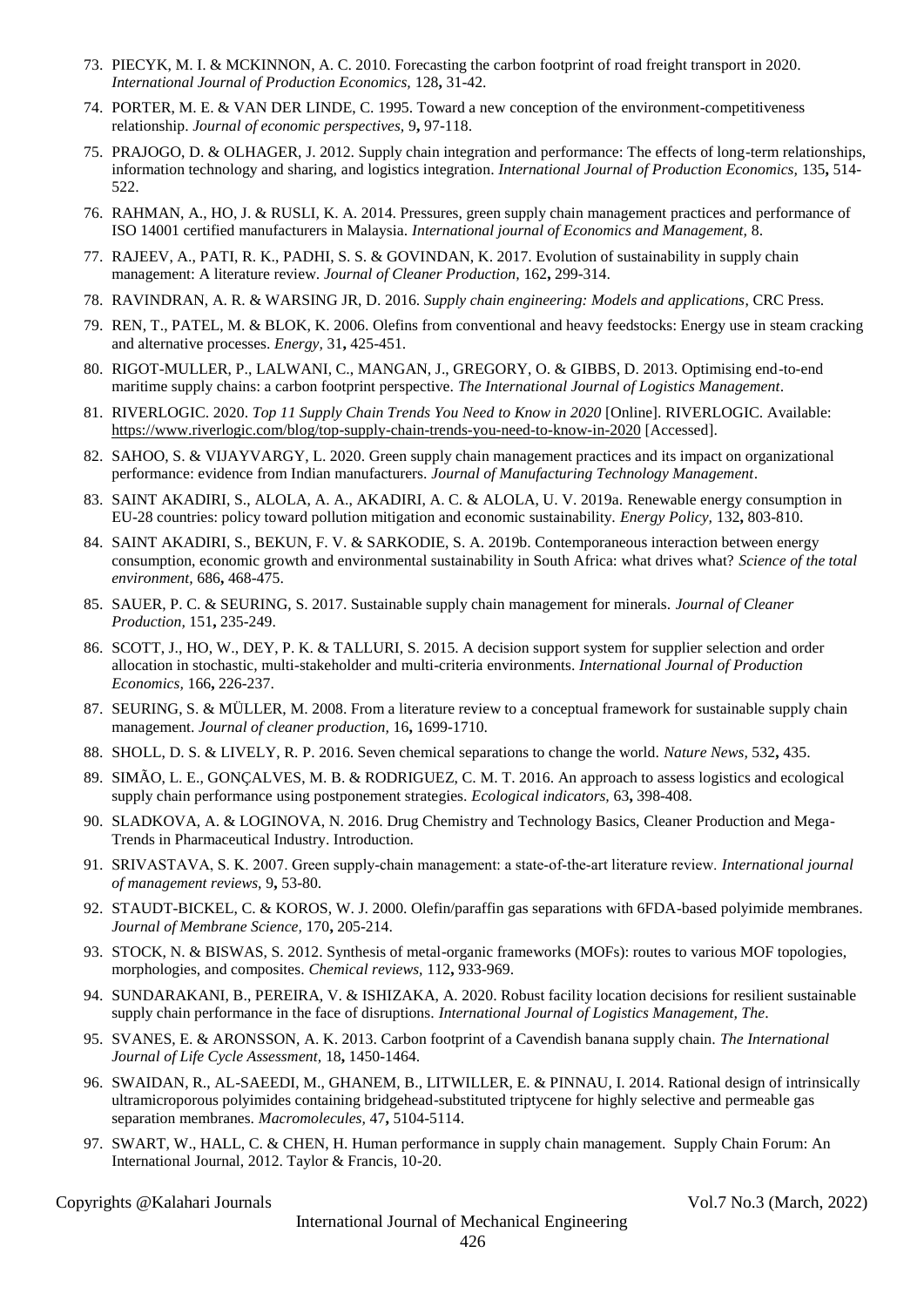73. PIECYK, M. I. & MCKINNON, A. C. 2010. Forecasting the carbon footprint of road freight transport in 2020. *International Journal of Production Economics,* 128**,** 31-42.
74. PORTER, M. E. & VAN DER LINDE, C. 1995. Toward a new conception of the environment-competitiveness relationship. *Journal of economic perspectives,* 9**,** 97-118.
75. PRAJOGO, D. & OLHAGER, J. 2012. Supply chain integration and performance: The effects of long-term relationships, information technology and sharing, and logistics integration. *International Journal of Production Economics,* 135**,** 514-522.
76. RAHMAN, A., HO, J. & RUSLI, K. A. 2014. Pressures, green supply chain management practices and performance of ISO 14001 certified manufacturers in Malaysia. *International journal of Economics and Management,* 8.
77. RAJEEV, A., PATI, R. K., PADHI, S. S. & GOVINDAN, K. 2017. Evolution of sustainability in supply chain management: A literature review. *Journal of Cleaner Production,* 162**,** 299-314.
78. RAVINDRAN, A. R. & WARSING JR, D. 2016. *Supply chain engineering: Models and applications*, CRC Press.
79. REN, T., PATEL, M. & BLOK, K. 2006. Olefins from conventional and heavy feedstocks: Energy use in steam cracking and alternative processes. *Energy,* 31**,** 425-451.
80. RIGOT-MULLER, P., LALWANI, C., MANGAN, J., GREGORY, O. & GIBBS, D. 2013. Optimising end-to-end maritime supply chains: a carbon footprint perspective. *The International Journal of Logistics Management*.
81. RIVERLOGIC. 2020. *Top 11 Supply Chain Trends You Need to Know in 2020* [Online]. RIVERLOGIC. Available: https://www.riverlogic.com/blog/top-supply-chain-trends-you-need-to-know-in-2020 [Accessed].
82. SAHOO, S. & VIJAYVARGY, L. 2020. Green supply chain management practices and its impact on organizational performance: evidence from Indian manufacturers. *Journal of Manufacturing Technology Management*.
83. SAINT AKADIRI, S., ALOLA, A. A., AKADIRI, A. C. & ALOLA, U. V. 2019a. Renewable energy consumption in EU-28 countries: policy toward pollution mitigation and economic sustainability. *Energy Policy,* 132**,** 803-810.
84. SAINT AKADIRI, S., BEKUN, F. V. & SARKODIE, S. A. 2019b. Contemporaneous interaction between energy consumption, economic growth and environmental sustainability in South Africa: what drives what? *Science of the total environment,* 686**,** 468-475.
85. SAUER, P. C. & SEURING, S. 2017. Sustainable supply chain management for minerals. *Journal of Cleaner Production,* 151**,** 235-249.
86. SCOTT, J., HO, W., DEY, P. K. & TALLURI, S. 2015. A decision support system for supplier selection and order allocation in stochastic, multi-stakeholder and multi-criteria environments. *International Journal of Production Economics,* 166**,** 226-237.
87. SEURING, S. & MÜLLER, M. 2008. From a literature review to a conceptual framework for sustainable supply chain management. *Journal of cleaner production,* 16**,** 1699-1710.
88. SHOLL, D. S. & LIVELY, R. P. 2016. Seven chemical separations to change the world. *Nature News,* 532**,** 435.
89. SIMÃO, L. E., GONÇALVES, M. B. & RODRIGUEZ, C. M. T. 2016. An approach to assess logistics and ecological supply chain performance using postponement strategies. *Ecological indicators,* 63**,** 398-408.
90. SLADKOVA, A. & LOGINOVA, N. 2016. Drug Chemistry and Technology Basics, Cleaner Production and Mega-Trends in Pharmaceutical Industry. Introduction.
91. SRIVASTAVA, S. K. 2007. Green supply-chain management: a state-of-the-art literature review. *International journal of management reviews,* 9**,** 53-80.
92. STAUDT-BICKEL, C. & KOROS, W. J. 2000. Olefin/paraffin gas separations with 6FDA-based polyimide membranes. *Journal of Membrane Science,* 170**,** 205-214.
93. STOCK, N. & BISWAS, S. 2012. Synthesis of metal-organic frameworks (MOFs): routes to various MOF topologies, morphologies, and composites. *Chemical reviews,* 112**,** 933-969.
94. SUNDARAKANI, B., PEREIRA, V. & ISHIZAKA, A. 2020. Robust facility location decisions for resilient sustainable supply chain performance in the face of disruptions. *International Journal of Logistics Management, The*.
95. SVANES, E. & ARONSSON, A. K. 2013. Carbon footprint of a Cavendish banana supply chain. *The International Journal of Life Cycle Assessment,* 18**,** 1450-1464.
96. SWAIDAN, R., AL-SAEEDI, M., GHANEM, B., LITWILLER, E. & PINNAU, I. 2014. Rational design of intrinsically ultramicroporous polyimides containing bridgehead-substituted triptycene for highly selective and permeable gas separation membranes. *Macromolecules,* 47**,** 5104-5114.
97. SWART, W., HALL, C. & CHEN, H. Human performance in supply chain management. Supply Chain Forum: An International Journal, 2012. Taylor & Francis, 10-20.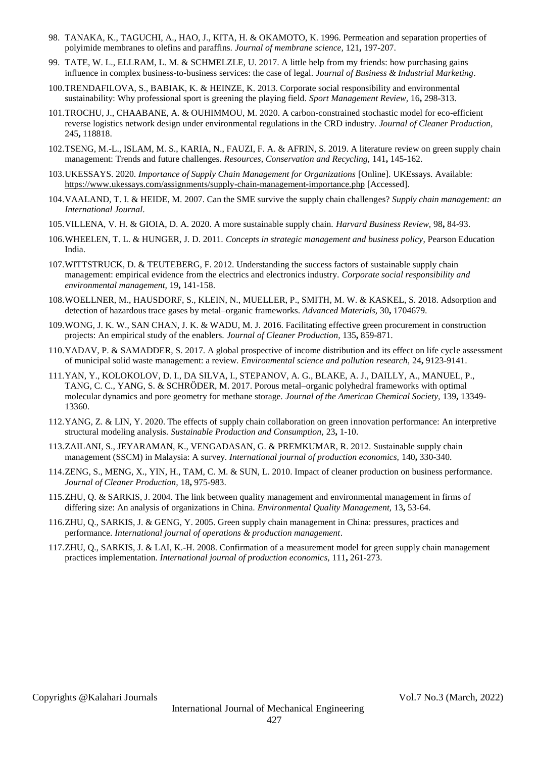98. TANAKA, K., TAGUCHI, A., HAO, J., KITA, H. & OKAMOTO, K. 1996. Permeation and separation properties of polyimide membranes to olefins and paraffins. *Journal of membrane science,* 121**,** 197-207.
99. TATE, W. L., ELLRAM, L. M. & SCHMELZLE, U. 2017. A little help from my friends: how purchasing gains influence in complex business-to-business services: the case of legal. *Journal of Business & Industrial Marketing*.
100. TRENDAFILOVA, S., BABIAK, K. & HEINZE, K. 2013. Corporate social responsibility and environmental sustainability: Why professional sport is greening the playing field. *Sport Management Review,* 16**,** 298-313.
101. TROCHU, J., CHAABANE, A. & OUHIMMOU, M. 2020. A carbon-constrained stochastic model for eco-efficient reverse logistics network design under environmental regulations in the CRD industry. *Journal of Cleaner Production,* 245**,** 118818.
102. TSENG, M.-L., ISLAM, M. S., KARIA, N., FAUZI, F. A. & AFRIN, S. 2019. A literature review on green supply chain management: Trends and future challenges. *Resources, Conservation and Recycling,* 141**,** 145-162.
103. UKESSAYS. 2020. *Importance of Supply Chain Management for Organizations* [Online]. UKEssays. Available: https://www.ukessays.com/assignments/supply-chain-management-importance.php [Accessed].
104. VAALAND, T. I. & HEIDE, M. 2007. Can the SME survive the supply chain challenges? *Supply chain management: an International Journal*.
105. VILLENA, V. H. & GIOIA, D. A. 2020. A more sustainable supply chain. *Harvard Business Review,* 98**,** 84-93.
106. WHEELEN, T. L. & HUNGER, J. D. 2011. *Concepts in strategic management and business policy*, Pearson Education India.
107. WITTSTRUCK, D. & TEUTEBERG, F. 2012. Understanding the success factors of sustainable supply chain management: empirical evidence from the electrics and electronics industry. *Corporate social responsibility and environmental management,* 19**,** 141-158.
108. WOELLNER, M., HAUSDORF, S., KLEIN, N., MUELLER, P., SMITH, M. W. & KASKEL, S. 2018. Adsorption and detection of hazardous trace gases by metal–organic frameworks. *Advanced Materials,* 30**,** 1704679.
109. WONG, J. K. W., SAN CHAN, J. K. & WADU, M. J. 2016. Facilitating effective green procurement in construction projects: An empirical study of the enablers. *Journal of Cleaner Production,* 135**,** 859-871.
110. YADAV, P. & SAMADDER, S. 2017. A global prospective of income distribution and its effect on life cycle assessment of municipal solid waste management: a review. *Environmental science and pollution research,* 24**,** 9123-9141.
111. YAN, Y., KOLOKOLOV, D. I., DA SILVA, I., STEPANOV, A. G., BLAKE, A. J., DAILLY, A., MANUEL, P., TANG, C. C., YANG, S. & SCHRÖDER, M. 2017. Porous metal–organic polyhedral frameworks with optimal molecular dynamics and pore geometry for methane storage. *Journal of the American Chemical Society,* 139**,** 13349-13360.
112. YANG, Z. & LIN, Y. 2020. The effects of supply chain collaboration on green innovation performance: An interpretive structural modeling analysis. *Sustainable Production and Consumption,* 23**,** 1-10.
113. ZAILANI, S., JEYARAMAN, K., VENGADASAN, G. & PREMKUMAR, R. 2012. Sustainable supply chain management (SSCM) in Malaysia: A survey. *International journal of production economics,* 140**,** 330-340.
114. ZENG, S., MENG, X., YIN, H., TAM, C. M. & SUN, L. 2010. Impact of cleaner production on business performance. *Journal of Cleaner Production,* 18**,** 975-983.
115. ZHU, Q. & SARKIS, J. 2004. The link between quality management and environmental management in firms of differing size: An analysis of organizations in China. *Environmental Quality Management,* 13**,** 53-64.
116. ZHU, Q., SARKIS, J. & GENG, Y. 2005. Green supply chain management in China: pressures, practices and performance. *International journal of operations & production management*.
117. ZHU, Q., SARKIS, J. & LAI, K.-H. 2008. Confirmation of a measurement model for green supply chain management practices implementation. *International journal of production economics,* 111**,** 261-273.